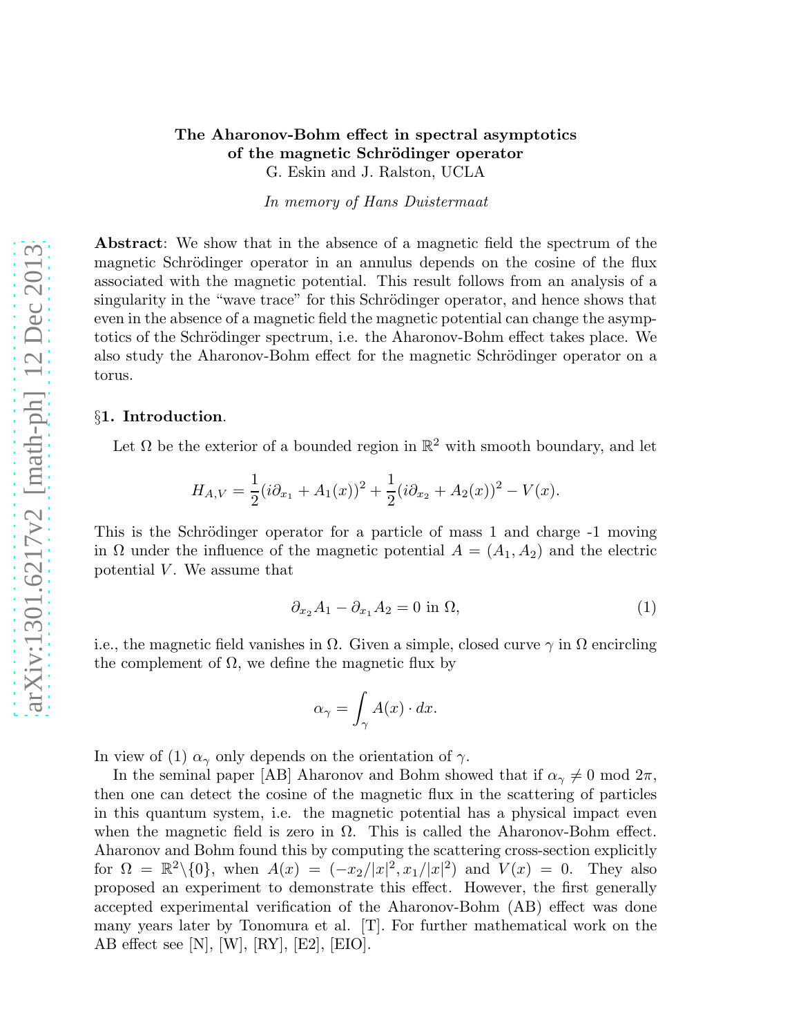# The Aharonov-Bohm effect in spectral asymptotics of the magnetic Schrödinger operator

G. Eskin and J. Ralston, UCLA

*In memory of Hans Duistermaat*

**Abstract**: We show that in the absence of a magnetic field the spectrum of the magnetic Schrödinger operator in an annulus depends on the cosine of the flux associated with the magnetic potential. This result follows from an analysis of a singularity in the "wave trace" for this Schrödinger operator, and hence shows that even in the absence of a magnetic field the magnetic potential can change the asymptotics of the Schrödinger spectrum, i.e. the Aharonov-Bohm effect takes place. We also study the Aharonov-Bohm effect for the magnetic Schrödinger operator on a torus.

## §1. Introduction.

Let $\Omega$ be the exterior of a bounded region in $\mathbb{R}^2$ with smooth boundary, and let

$$H_{A,V} = \frac{1}{2}(i\partial_{x_1} + A_1(x))^2 + \frac{1}{2}(i\partial_{x_2} + A_2(x))^2 - V(x).$$

This is the Schrödinger operator for a particle of mass 1 and charge -1 moving in $\Omega$ under the influence of the magnetic potential $A = (A_1, A_2)$ and the electric potential $V$. We assume that

$$\partial_{x_2} A_1 - \partial_{x_1} A_2 = 0 \text{ in } \Omega, \tag{1}$$

i.e., the magnetic field vanishes in $\Omega$. Given a simple, closed curve $\gamma$ in $\Omega$ encircling the complement of $\Omega$, we define the magnetic flux by

$$\alpha_\gamma = \int_\gamma A(x) \cdot dx.$$

In view of (1) $\alpha_\gamma$ only depends on the orientation of $\gamma$.

In the seminal paper [AB] Aharonov and Bohm showed that if $\alpha_\gamma \neq 0 \text{ mod } 2\pi$, then one can detect the cosine of the magnetic flux in the scattering of particles in this quantum system, i.e. the magnetic potential has a physical impact even when the magnetic field is zero in $\Omega$. This is called the Aharonov-Bohm effect. Aharonov and Bohm found this by computing the scattering cross-section explicitly for $\Omega = \mathbb{R}^2\backslash\{0\}$, when $A(x) = (-x_2/|x|^2, x_1/|x|^2)$ and $V(x) = 0$. They also proposed an experiment to demonstrate this effect. However, the first generally accepted experimental verification of the Aharonov-Bohm (AB) effect was done many years later by Tonomura et al. [T]. For further mathematical work on the AB effect see [N], [W], [RY], [E2], [EIO].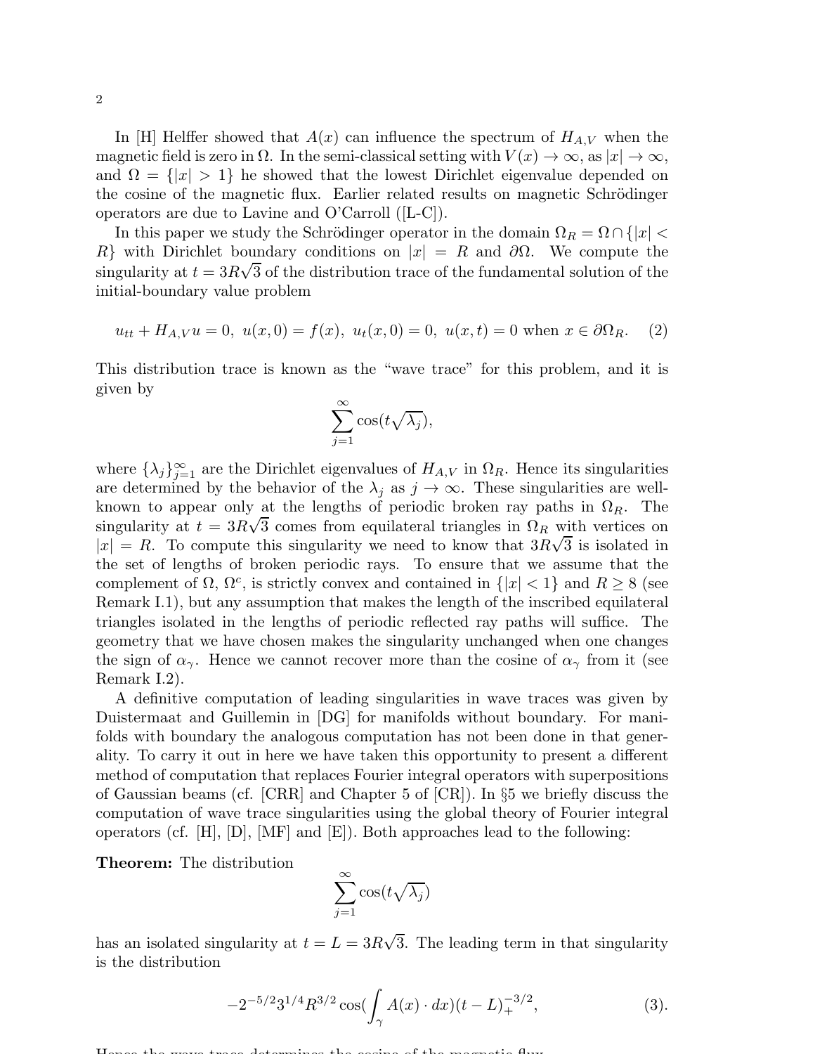In [H] Helffer showed that $A(x)$ can influence the spectrum of $H_{A,V}$ when the magnetic field is zero in $\Omega$. In the semi-classical setting with $V(x) \to \infty$, as $|x| \to \infty$, and $\Omega = \{|x| > 1\}$ he showed that the lowest Dirichlet eigenvalue depended on the cosine of the magnetic flux. Earlier related results on magnetic Schrödinger operators are due to Lavine and O'Carroll ([L-C]).

In this paper we study the Schrödinger operator in the domain $\Omega_R = \Omega \cap \{|x| < R\}$ with Dirichlet boundary conditions on $|x| = R$ and $\partial\Omega$. We compute the singularity at $t = 3R\sqrt{3}$ of the distribution trace of the fundamental solution of the initial-boundary value problem

$$u_{tt} + H_{A,V} u = 0, \; u(x,0) = f(x), \; u_t(x,0) = 0, \; u(x,t) = 0 \text{ when } x \in \partial\Omega_R. \quad (2)$$

This distribution trace is known as the "wave trace" for this problem, and it is given by

$$\sum_{j=1}^{\infty} \cos(t\sqrt{\lambda_j}),$$

where $\{\lambda_j\}_{j=1}^{\infty}$ are the Dirichlet eigenvalues of $H_{A,V}$ in $\Omega_R$. Hence its singularities are determined by the behavior of the $\lambda_j$ as $j \to \infty$. These singularities are well-known to appear only at the lengths of periodic broken ray paths in $\Omega_R$. The singularity at $t = 3R\sqrt{3}$ comes from equilateral triangles in $\Omega_R$ with vertices on $|x| = R$. To compute this singularity we need to know that $3R\sqrt{3}$ is isolated in the set of lengths of broken periodic rays. To ensure that we assume that the complement of $\Omega$, $\Omega^c$, is strictly convex and contained in $\{|x| < 1\}$ and $R \geq 8$ (see Remark I.1), but any assumption that makes the length of the inscribed equilateral triangles isolated in the lengths of periodic reflected ray paths will suffice. The geometry that we have chosen makes the singularity unchanged when one changes the sign of $\alpha_\gamma$. Hence we cannot recover more than the cosine of $\alpha_\gamma$ from it (see Remark I.2).

A definitive computation of leading singularities in wave traces was given by Duistermaat and Guillemin in [DG] for manifolds without boundary. For manifolds with boundary the analogous computation has not been done in that generality. To carry it out in here we have taken this opportunity to present a different method of computation that replaces Fourier integral operators with superpositions of Gaussian beams (cf. [CRR] and Chapter 5 of [CR]). In §5 we briefly discuss the computation of wave trace singularities using the global theory of Fourier integral operators (cf. [H], [D], [MF] and [E]). Both approaches lead to the following:

**Theorem:** The distribution

$$\sum_{j=1}^{\infty} \cos(t\sqrt{\lambda_j})$$

has an isolated singularity at $t = L = 3R\sqrt{3}$. The leading term in that singularity is the distribution

$$-2^{-5/2} 3^{1/4} R^{3/2} \cos\left(\int_\gamma A(x) \cdot dx\right) (t - L)_+^{-3/2}, \quad (3).$$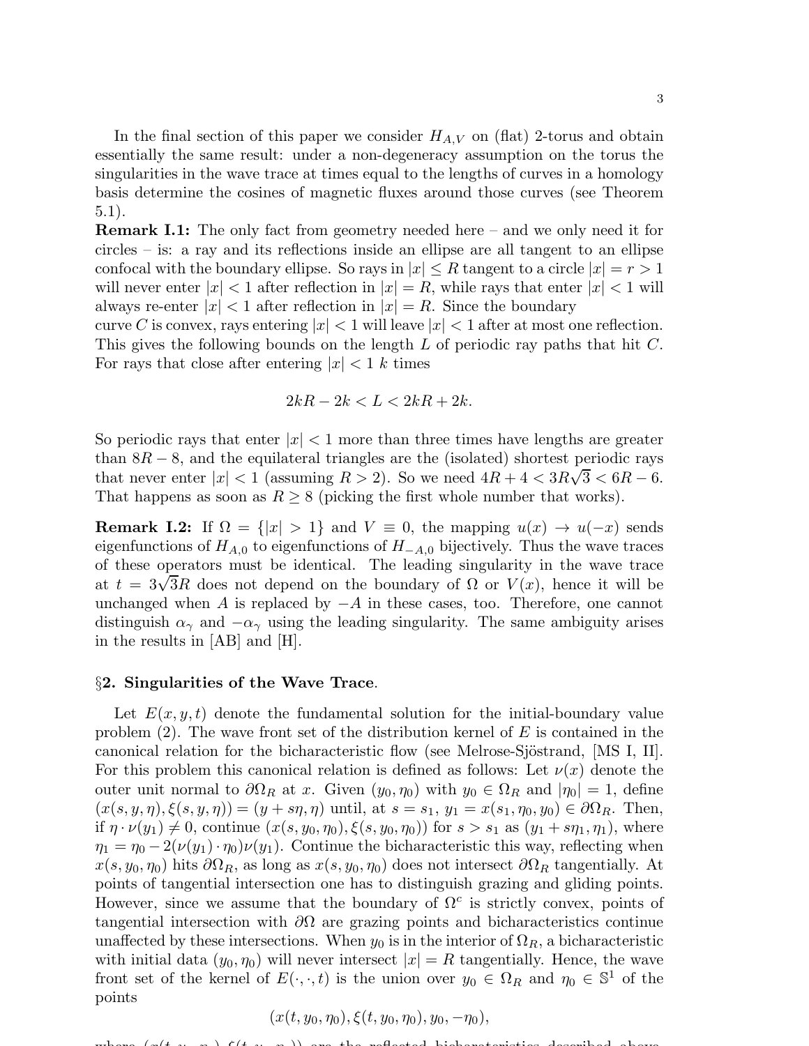In the final section of this paper we consider $H_{A,V}$ on (flat) 2-torus and obtain essentially the same result: under a non-degeneracy assumption on the torus the singularities in the wave trace at times equal to the lengths of curves in a homology basis determine the cosines of magnetic fluxes around those curves (see Theorem 5.1).

**Remark I.1:** The only fact from geometry needed here – and we only need it for circles – is: a ray and its reflections inside an ellipse are all tangent to an ellipse confocal with the boundary ellipse. So rays in $|x| \leq R$ tangent to a circle $|x| = r > 1$ will never enter $|x| < 1$ after reflection in $|x| = R$, while rays that enter $|x| < 1$ will always re-enter $|x| < 1$ after reflection in $|x| = R$. Since the boundary curve $C$ is convex, rays entering $|x| < 1$ will leave $|x| < 1$ after at most one reflection. This gives the following bounds on the length $L$ of periodic ray paths that hit $C$. For rays that close after entering $|x| < 1$ $k$ times

$$2kR - 2k < L < 2kR + 2k.$$

So periodic rays that enter $|x| < 1$ more than three times have lengths are greater than $8R - 8$, and the equilateral triangles are the (isolated) shortest periodic rays that never enter $|x| < 1$ (assuming $R > 2$). So we need $4R + 4 < 3R\sqrt{3} < 6R - 6$. That happens as soon as $R \geq 8$ (picking the first whole number that works).

**Remark I.2:** If $\Omega = \{|x| > 1\}$ and $V \equiv 0$, the mapping $u(x) \to u(-x)$ sends eigenfunctions of $H_{A,0}$ to eigenfunctions of $H_{-A,0}$ bijectively. Thus the wave traces of these operators must be identical. The leading singularity in the wave trace at $t = 3\sqrt{3}R$ does not depend on the boundary of $\Omega$ or $V(x)$, hence it will be unchanged when $A$ is replaced by $-A$ in these cases, too. Therefore, one cannot distinguish $\alpha_\gamma$ and $-\alpha_\gamma$ using the leading singularity. The same ambiguity arises in the results in [AB] and [H].

## §2. Singularities of the Wave Trace.

Let $E(x, y, t)$ denote the fundamental solution for the initial-boundary value problem (2). The wave front set of the distribution kernel of $E$ is contained in the canonical relation for the bicharacteristic flow (see Melrose-Sjöstrand, [MS I, II]. For this problem this canonical relation is defined as follows: Let $\nu(x)$ denote the outer unit normal to $\partial\Omega_R$ at $x$. Given $(y_0, \eta_0)$ with $y_0 \in \Omega_R$ and $|\eta_0| = 1$, define $(x(s, y, \eta), \xi(s, y, \eta)) = (y + s\eta, \eta)$ until, at $s = s_1$, $y_1 = x(s_1, \eta_0, y_0) \in \partial\Omega_R$. Then, if $\eta \cdot \nu(y_1) \neq 0$, continue $(x(s, y_0, \eta_0), \xi(s, y_0, \eta_0))$ for $s > s_1$ as $(y_1 + s\eta_1, \eta_1)$, where $\eta_1 = \eta_0 - 2(\nu(y_1) \cdot \eta_0)\nu(y_1)$. Continue the bicharacteristic this way, reflecting when $x(s, y_0, \eta_0)$ hits $\partial\Omega_R$, as long as $x(s, y_0, \eta_0)$ does not intersect $\partial\Omega_R$ tangentially. At points of tangential intersection one has to distinguish grazing and gliding points. However, since we assume that the boundary of $\Omega^c$ is strictly convex, points of tangential intersection with $\partial\Omega$ are grazing points and bicharacteristics continue unaffected by these intersections. When $y_0$ is in the interior of $\Omega_R$, a bicharacteristic with initial data $(y_0, \eta_0)$ will never intersect $|x| = R$ tangentially. Hence, the wave front set of the kernel of $E(\cdot, \cdot, t)$ is the union over $y_0 \in \Omega_R$ and $\eta_0 \in \mathbb{S}^1$ of the points

$$(x(t, y_0, \eta_0), \xi(t, y_0, \eta_0), y_0, -\eta_0),$$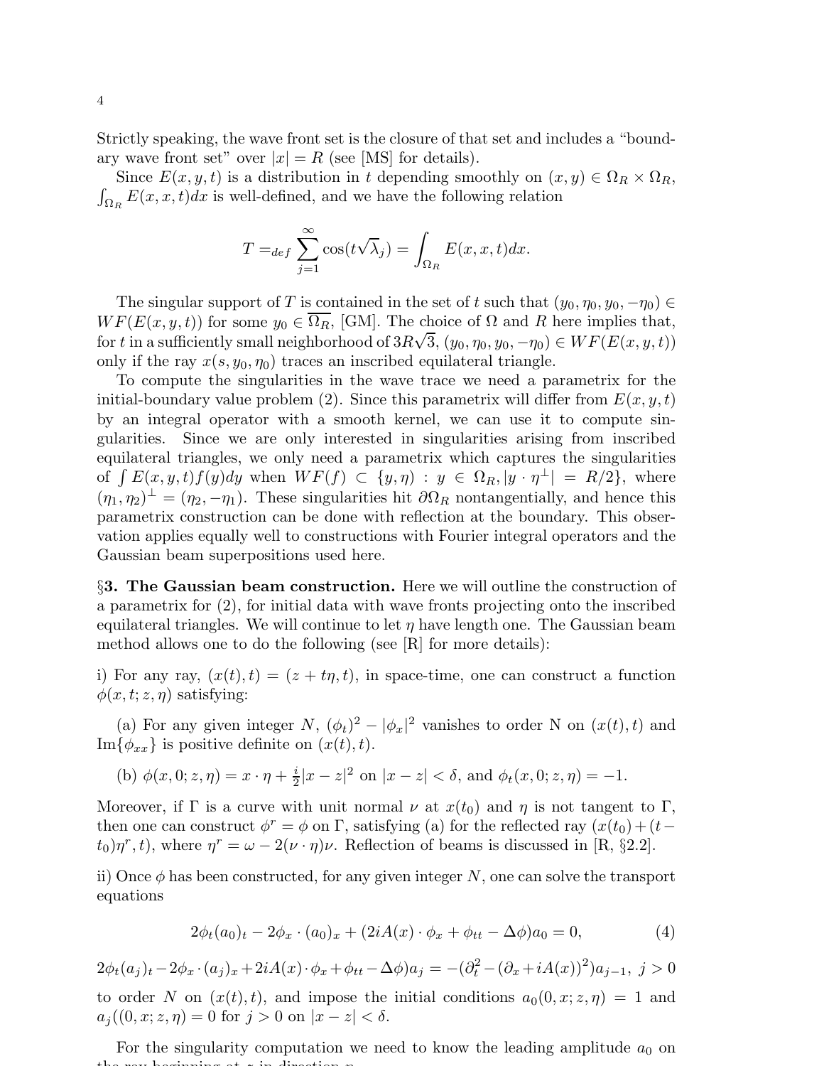Strictly speaking, the wave front set is the closure of that set and includes a "boundary wave front set" over $|x| = R$ (see [MS] for details).

Since $E(x, y, t)$ is a distribution in $t$ depending smoothly on $(x, y) \in \Omega_R \times \Omega_R$, $\int_{\Omega_R} E(x, x, t)dx$ is well-defined, and we have the following relation

$$T =_{def} \sum_{j=1}^{\infty} \cos(t\sqrt{\lambda_j}) = \int_{\Omega_R} E(x, x, t)dx.$$

The singular support of $T$ is contained in the set of $t$ such that $(y_0, \eta_0, y_0, -\eta_0) \in WF(E(x, y, t))$ for some $y_0 \in \overline{\Omega_R}$, [GM]. The choice of $\Omega$ and $R$ here implies that, for $t$ in a sufficiently small neighborhood of $3R\sqrt{3}$, $(y_0, \eta_0, y_0, -\eta_0) \in WF(E(x, y, t))$ only if the ray $x(s, y_0, \eta_0)$ traces an inscribed equilateral triangle.

To compute the singularities in the wave trace we need a parametrix for the initial-boundary value problem (2). Since this parametrix will differ from $E(x, y, t)$ by an integral operator with a smooth kernel, we can use it to compute singularities. Since we are only interested in singularities arising from inscribed equilateral triangles, we only need a parametrix which captures the singularities of $\int E(x, y, t)f(y)dy$ when $WF(f) \subset \{y, \eta) : y \in \Omega_R, |y \cdot \eta^{\perp}| = R/2\}$, where $(\eta_1, \eta_2)^{\perp} = (\eta_2, -\eta_1)$. These singularities hit $\partial\Omega_R$ nontangentially, and hence this parametrix construction can be done with reflection at the boundary. This observation applies equally well to constructions with Fourier integral operators and the Gaussian beam superpositions used here.

§**3. The Gaussian beam construction.** Here we will outline the construction of a parametrix for (2), for initial data with wave fronts projecting onto the inscribed equilateral triangles. We will continue to let $\eta$ have length one. The Gaussian beam method allows one to do the following (see [R] for more details):

i) For any ray, $(x(t), t) = (z + t\eta, t)$, in space-time, one can construct a function $\phi(x, t; z, \eta)$ satisfying:

(a) For any given integer $N$, $(\phi_t)^2 - |\phi_x|^2$ vanishes to order N on $(x(t), t)$ and $\text{Im}\{\phi_{xx}\}$ is positive definite on $(x(t), t)$.

(b) $\phi(x, 0; z, \eta) = x \cdot \eta + \frac{i}{2}|x - z|^2$ on $|x - z| < \delta$, and $\phi_t(x, 0; z, \eta) = -1$.

Moreover, if $\Gamma$ is a curve with unit normal $\nu$ at $x(t_0)$ and $\eta$ is not tangent to $\Gamma$, then one can construct $\phi^r = \phi$ on $\Gamma$, satisfying (a) for the reflected ray $(x(t_0) + (t - t_0)\eta^r, t)$, where $\eta^r = \omega - 2(\nu \cdot \eta)\nu$. Reflection of beams is discussed in [R, §2.2].

ii) Once $\phi$ has been constructed, for any given integer $N$, one can solve the transport equations

$$2\phi_t(a_0)_t - 2\phi_x \cdot (a_0)_x + (2iA(x) \cdot \phi_x + \phi_{tt} - \Delta\phi)a_0 = 0, \tag{4}$$

$$2\phi_t(a_j)_t - 2\phi_x \cdot (a_j)_x + 2iA(x) \cdot \phi_x + \phi_{tt} - \Delta\phi)a_j = -(\partial_t^2 - (\partial_x + iA(x))^2)a_{j-1},\ j > 0$$

to order $N$ on $(x(t), t)$, and impose the initial conditions $a_0(0, x; z, \eta) = 1$ and $a_j((0, x; z, \eta) = 0$ for $j > 0$ on $|x - z| < \delta$.

For the singularity computation we need to know the leading amplitude $a_0$ on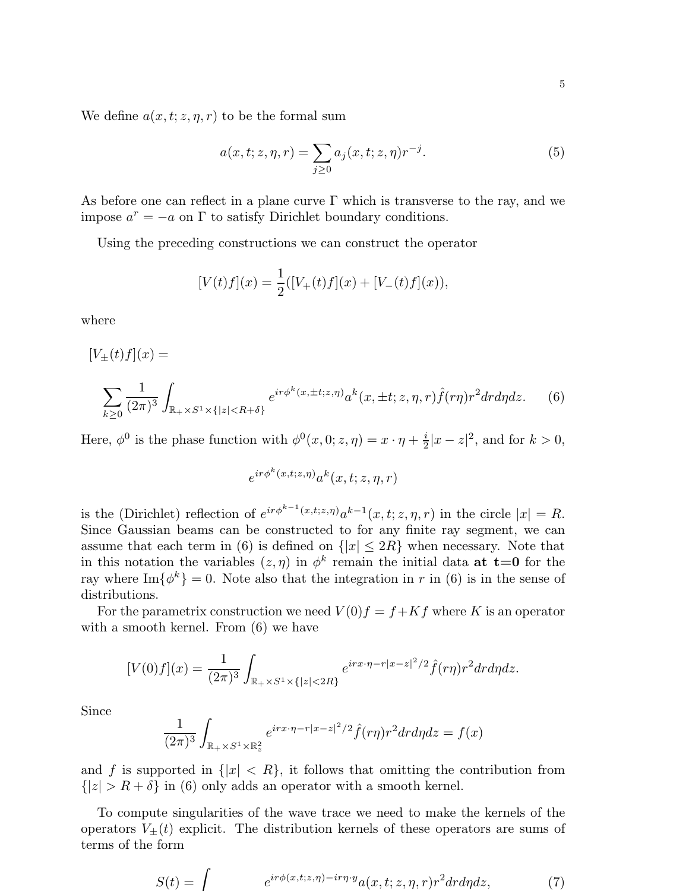We define $a(x, t; z, \eta, r)$ to be the formal sum

$$a(x, t; z, \eta, r) = \sum_{j \geq 0} a_j(x, t; z, \eta) r^{-j}. \tag{5}$$

As before one can reflect in a plane curve $\Gamma$ which is transverse to the ray, and we impose $a^r = -a$ on $\Gamma$ to satisfy Dirichlet boundary conditions.

Using the preceding constructions we can construct the operator

$$[V(t)f](x) = \frac{1}{2}([V_+(t)f](x) + [V_-(t)f](x)),$$

where

$$[V_\pm(t)f](x) =$$

$$\sum_{k \geq 0} \frac{1}{(2\pi)^3} \int_{\mathbb{R}_+ \times S^1 \times \{|z| < R+\delta\}} e^{ir\phi^k(x, \pm t; z, \eta)} a^k(x, \pm t; z, \eta, r) \hat{f}(r\eta) r^2 dr d\eta dz. \tag{6}$$

Here, $\phi^0$ is the phase function with $\phi^0(x, 0; z, \eta) = x \cdot \eta + \frac{i}{2}|x - z|^2$, and for $k > 0$,

$$e^{ir\phi^k(x,t;z,\eta)} a^k(x, t; z, \eta, r)$$

is the (Dirichlet) reflection of $e^{ir\phi^{k-1}(x,t;z,\eta)} a^{k-1}(x, t; z, \eta, r)$ in the circle $|x| = R$. Since Gaussian beams can be constructed to for any finite ray segment, we can assume that each term in (6) is defined on $\{|x| \leq 2R\}$ when necessary. Note that in this notation the variables $(z, \eta)$ in $\phi^k$ remain the initial data **at t=0** for the ray where $\mathrm{Im}\{\phi^k\} = 0$. Note also that the integration in $r$ in (6) is in the sense of distributions.

For the parametrix construction we need $V(0)f = f + Kf$ where $K$ is an operator with a smooth kernel. From (6) we have

$$[V(0)f](x) = \frac{1}{(2\pi)^3} \int_{\mathbb{R}_+ \times S^1 \times \{|z| < 2R\}} e^{irx \cdot \eta - r|x - z|^2/2} \hat{f}(r\eta) r^2 dr d\eta dz.$$

Since

$$\frac{1}{(2\pi)^3} \int_{\mathbb{R}_+ \times S^1 \times \mathbb{R}^2_z} e^{irx \cdot \eta - r|x - z|^2/2} \hat{f}(r\eta) r^2 dr d\eta dz = f(x)$$

and $f$ is supported in $\{|x| < R\}$, it follows that omitting the contribution from $\{|z| > R + \delta\}$ in (6) only adds an operator with a smooth kernel.

To compute singularities of the wave trace we need to make the kernels of the operators $V_\pm(t)$ explicit. The distribution kernels of these operators are sums of terms of the form

$$S(t) = \int e^{ir\phi(x,t;z,\eta) - ir\eta \cdot y} a(x, t; z, \eta, r) r^2 dr d\eta dz, \tag{7}$$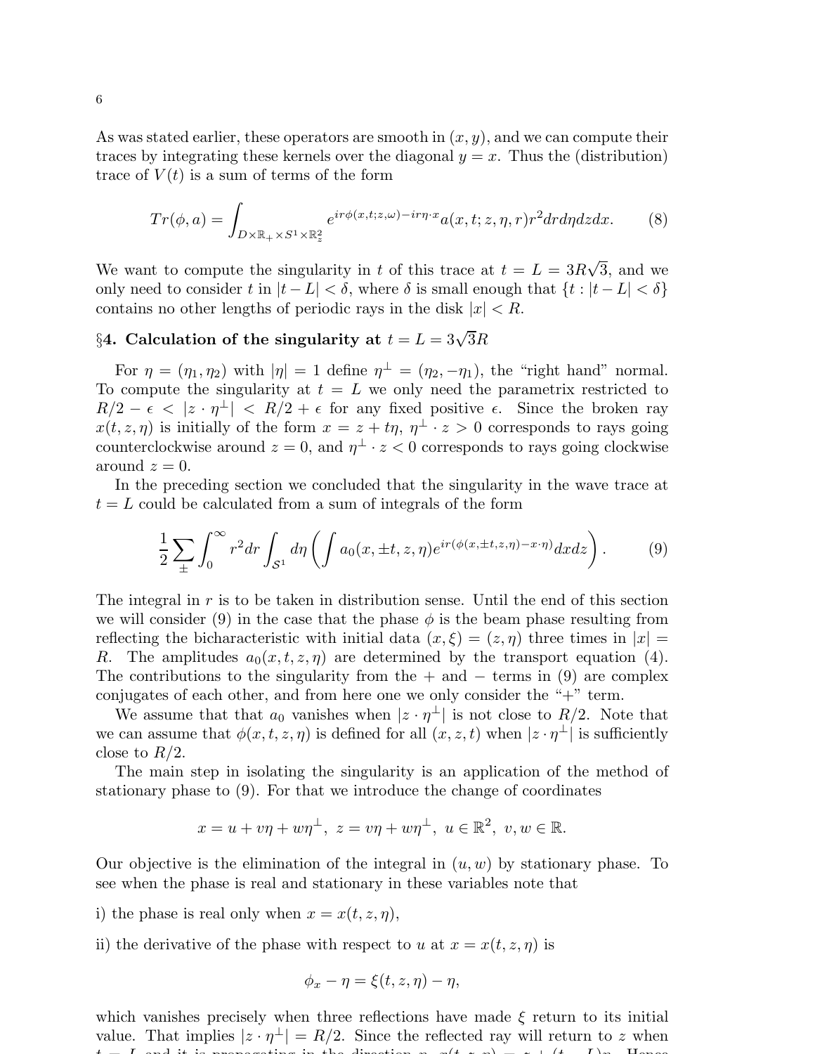As was stated earlier, these operators are smooth in $(x, y)$, and we can compute their traces by integrating these kernels over the diagonal $y = x$. Thus the (distribution) trace of $V(t)$ is a sum of terms of the form

$$Tr(\phi, a) = \int_{D\times\mathbb{R}_+\times S^1\times\mathbb{R}^2_z} e^{ir\phi(x,t;z,\omega)-ir\eta\cdot x} a(x,t;z,\eta,r) r^2 dr d\eta dz dx. \tag{8}$$

We want to compute the singularity in $t$ of this trace at $t = L = 3R\sqrt{3}$, and we only need to consider $t$ in $|t - L| < \delta$, where $\delta$ is small enough that $\{t : |t-L| < \delta\}$ contains no other lengths of periodic rays in the disk $|x| < R$.

## §4. Calculation of the singularity at $t = L = 3\sqrt{3}R$

For $\eta = (\eta_1, \eta_2)$ with $|\eta| = 1$ define $\eta^\perp = (\eta_2, -\eta_1)$, the "right hand" normal. To compute the singularity at $t = L$ we only need the parametrix restricted to $R/2 - \epsilon < |z \cdot \eta^\perp| < R/2 + \epsilon$ for any fixed positive $\epsilon$. Since the broken ray $x(t, z, \eta)$ is initially of the form $x = z + t\eta$, $\eta^\perp \cdot z > 0$ corresponds to rays going counterclockwise around $z = 0$, and $\eta^\perp \cdot z < 0$ corresponds to rays going clockwise around $z = 0$.

In the preceding section we concluded that the singularity in the wave trace at $t = L$ could be calculated from a sum of integrals of the form

$$\frac{1}{2}\sum_{\pm}\int_0^\infty r^2 dr \int_{S^1} d\eta \left(\int a_0(x, \pm t, z, \eta) e^{ir(\phi(x,\pm t,z,\eta)-x\cdot\eta)} dx dz\right). \tag{9}$$

The integral in $r$ is to be taken in distribution sense. Until the end of this section we will consider (9) in the case that the phase $\phi$ is the beam phase resulting from reflecting the bicharacteristic with initial data $(x, \xi) = (z, \eta)$ three times in $|x| = R$. The amplitudes $a_0(x, t, z, \eta)$ are determined by the transport equation (4). The contributions to the singularity from the + and − terms in (9) are complex conjugates of each other, and from here one we only consider the "+" term.

We assume that that $a_0$ vanishes when $|z \cdot \eta^\perp|$ is not close to $R/2$. Note that we can assume that $\phi(x, t, z, \eta)$ is defined for all $(x, z, t)$ when $|z \cdot \eta^\perp|$ is sufficiently close to $R/2$.

The main step in isolating the singularity is an application of the method of stationary phase to (9). For that we introduce the change of coordinates

$$x = u + v\eta + w\eta^\perp,\ z = v\eta + w\eta^\perp,\ u \in \mathbb{R}^2,\ v, w \in \mathbb{R}.$$

Our objective is the elimination of the integral in $(u, w)$ by stationary phase. To see when the phase is real and stationary in these variables note that

i) the phase is real only when $x = x(t, z, \eta)$,

ii) the derivative of the phase with respect to $u$ at $x = x(t, z, \eta)$ is

$$\phi_x - \eta = \xi(t, z, \eta) - \eta,$$

which vanishes precisely when three reflections have made $\xi$ return to its initial value. That implies $|z \cdot \eta^\perp| = R/2$. Since the reflected ray will return to $z$ when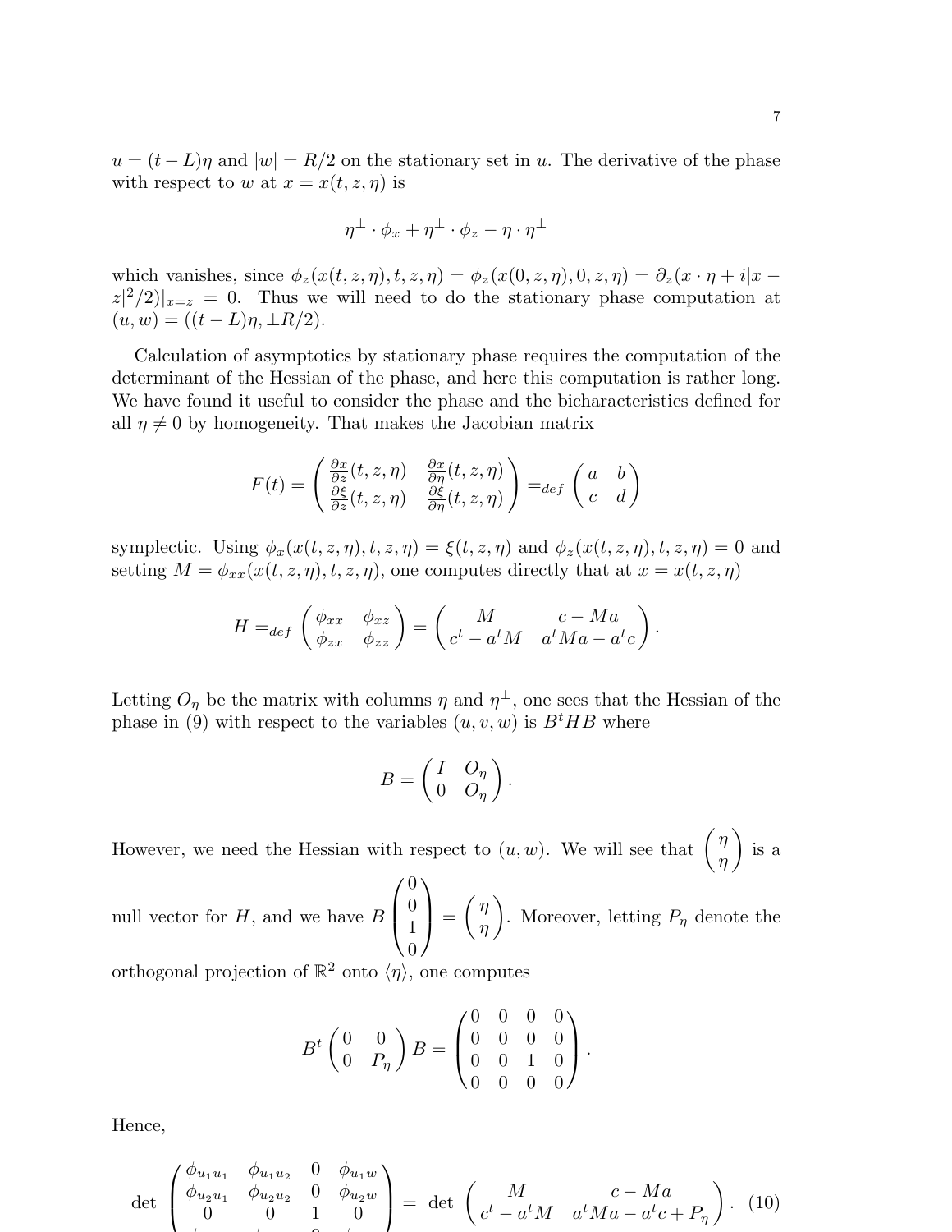$u = (t-L)\eta$ and $|w| = R/2$ on the stationary set in $u$. The derivative of the phase with respect to $w$ at $x = x(t,z,\eta)$ is

$$\eta^\perp \cdot \phi_x + \eta^\perp \cdot \phi_z - \eta \cdot \eta^\perp$$

which vanishes, since $\phi_z(x(t,z,\eta),t,z,\eta) = \phi_z(x(0,z,\eta),0,z,\eta) = \partial_z(x\cdot\eta + i|x - z|^2/2)|_{x=z} = 0$. Thus we will need to do the stationary phase computation at $(u,w) = ((t-L)\eta, \pm R/2)$.

Calculation of asymptotics by stationary phase requires the computation of the determinant of the Hessian of the phase, and here this computation is rather long. We have found it useful to consider the phase and the bicharacteristics defined for all $\eta \neq 0$ by homogeneity. That makes the Jacobian matrix

$$F(t) = \begin{pmatrix} \frac{\partial x}{\partial z}(t,z,\eta) & \frac{\partial x}{\partial \eta}(t,z,\eta) \\ \frac{\partial \xi}{\partial z}(t,z,\eta) & \frac{\partial \xi}{\partial \eta}(t,z,\eta) \end{pmatrix} =_{def} \begin{pmatrix} a & b \\ c & d \end{pmatrix}$$

symplectic. Using $\phi_x(x(t,z,\eta),t,z,\eta) = \xi(t,z,\eta)$ and $\phi_z(x(t,z,\eta),t,z,\eta) = 0$ and setting $M = \phi_{xx}(x(t,z,\eta),t,z,\eta)$, one computes directly that at $x = x(t,z,\eta)$

$$H =_{def} \begin{pmatrix} \phi_{xx} & \phi_{xz} \\ \phi_{zx} & \phi_{zz} \end{pmatrix} = \begin{pmatrix} M & c - Ma \\ c^t - a^t M & a^t M a - a^t c \end{pmatrix}.$$

Letting $O_\eta$ be the matrix with columns $\eta$ and $\eta^\perp$, one sees that the Hessian of the phase in (9) with respect to the variables $(u,v,w)$ is $B^t H B$ where

$$B = \begin{pmatrix} I & O_\eta \\ 0 & O_\eta \end{pmatrix}.$$

However, we need the Hessian with respect to $(u,w)$. We will see that $\begin{pmatrix} \eta \\ \eta \end{pmatrix}$ is a null vector for $H$, and we have $B\begin{pmatrix} 0 \\ 0 \\ 1 \\ 0 \end{pmatrix} = \begin{pmatrix} \eta \\ \eta \end{pmatrix}$. Moreover, letting $P_\eta$ denote the orthogonal projection of $\mathbb{R}^2$ onto $\langle \eta \rangle$, one computes

$$B^t \begin{pmatrix} 0 & 0 \\ 0 & P_\eta \end{pmatrix} B = \begin{pmatrix} 0 & 0 & 0 & 0 \\ 0 & 0 & 0 & 0 \\ 0 & 0 & 1 & 0 \\ 0 & 0 & 0 & 0 \end{pmatrix}.$$

Hence,

$$\det \begin{pmatrix} \phi_{u_1u_1} & \phi_{u_1u_2} & 0 & \phi_{u_1w} \\ \phi_{u_2u_1} & \phi_{u_2u_2} & 0 & \phi_{u_2w} \\ 0 & 0 & 1 & 0 \\ \cdots \end{pmatrix} = \det \begin{pmatrix} M & c - Ma \\ c^t - a^t M & a^t M a - a^t c + P_\eta \end{pmatrix}. \quad (10)$$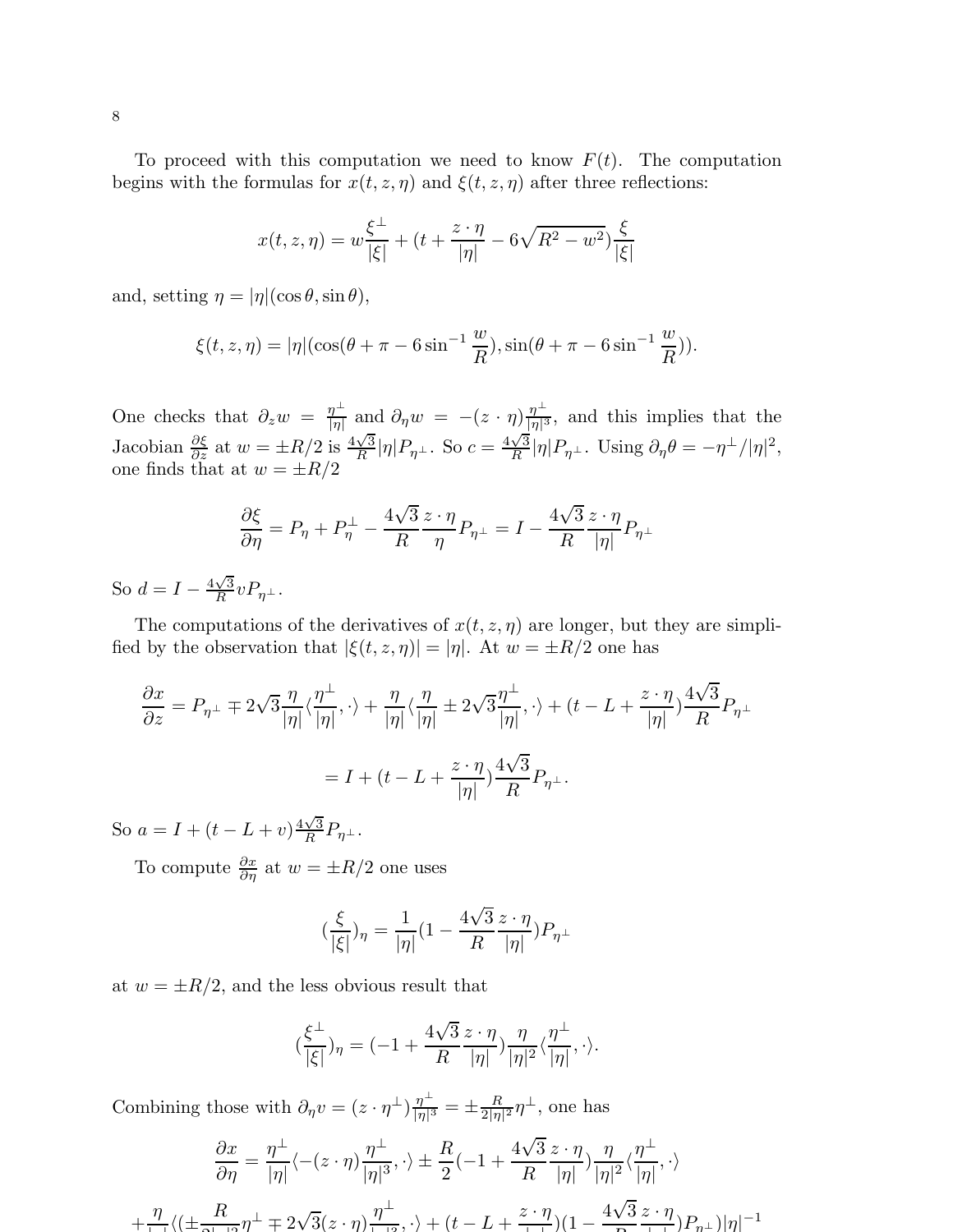To proceed with this computation we need to know $F(t)$. The computation begins with the formulas for $x(t, z, \eta)$ and $\xi(t, z, \eta)$ after three reflections:

$$x(t, z, \eta) = w\frac{\xi^\perp}{|\xi|} + (t + \frac{z \cdot \eta}{|\eta|} - 6\sqrt{R^2 - w^2})\frac{\xi}{|\xi|}$$

and, setting $\eta = |\eta|(\cos\theta, \sin\theta)$,

$$\xi(t, z, \eta) = |\eta|(\cos(\theta + \pi - 6\sin^{-1}\frac{w}{R}), \sin(\theta + \pi - 6\sin^{-1}\frac{w}{R})).$$

One checks that $\partial_z w = \frac{\eta^\perp}{|\eta|}$ and $\partial_\eta w = -(z \cdot \eta)\frac{\eta^\perp}{|\eta|^3}$, and this implies that the Jacobian $\frac{\partial \xi}{\partial z}$ at $w = \pm R/2$ is $\frac{4\sqrt{3}}{R}|\eta|P_{\eta^\perp}$. So $c = \frac{4\sqrt{3}}{R}|\eta|P_{\eta^\perp}$. Using $\partial_\eta \theta = -\eta^\perp/|\eta|^2$, one finds that at $w = \pm R/2$

$$\frac{\partial \xi}{\partial \eta} = P_\eta + P_\eta^\perp - \frac{4\sqrt{3}}{R}\frac{z \cdot \eta}{\eta}P_{\eta^\perp} = I - \frac{4\sqrt{3}}{R}\frac{z \cdot \eta}{|\eta|}P_{\eta^\perp}$$

So $d = I - \frac{4\sqrt{3}}{R}vP_{\eta^\perp}$.

The computations of the derivatives of $x(t, z, \eta)$ are longer, but they are simplified by the observation that $|\xi(t, z, \eta)| = |\eta|$. At $w = \pm R/2$ one has

$$\frac{\partial x}{\partial z} = P_{\eta^\perp} \mp 2\sqrt{3}\frac{\eta}{|\eta|}\langle\frac{\eta^\perp}{|\eta|}, \cdot\rangle + \frac{\eta}{|\eta|}\langle\frac{\eta}{|\eta|} \pm 2\sqrt{3}\frac{\eta^\perp}{|\eta|}, \cdot\rangle + (t - L + \frac{z \cdot \eta}{|\eta|})\frac{4\sqrt{3}}{R}P_{\eta^\perp}$$

$$= I + (t - L + \frac{z \cdot \eta}{|\eta|})\frac{4\sqrt{3}}{R}P_{\eta^\perp}.$$

So $a = I + (t - L + v)\frac{4\sqrt{3}}{R}P_{\eta^\perp}$.

To compute $\frac{\partial x}{\partial \eta}$ at $w = \pm R/2$ one uses

$$(\frac{\xi}{|\xi|})_\eta = \frac{1}{|\eta|}(1 - \frac{4\sqrt{3}}{R}\frac{z \cdot \eta}{|\eta|})P_{\eta^\perp}$$

at $w = \pm R/2$, and the less obvious result that

$$(\frac{\xi^\perp}{|\xi|})_\eta = (-1 + \frac{4\sqrt{3}}{R}\frac{z \cdot \eta}{|\eta|})\frac{\eta}{|\eta|^2}\langle\frac{\eta^\perp}{|\eta|}, \cdot\rangle.$$

Combining those with $\partial_\eta v = (z \cdot \eta^\perp)\frac{\eta^\perp}{|\eta|^3} = \pm\frac{R}{2|\eta|^2}\eta^\perp$, one has

$$\frac{\partial x}{\partial \eta} = \frac{\eta^\perp}{|\eta|}\langle-(z \cdot \eta)\frac{\eta^\perp}{|\eta|^3}, \cdot\rangle \pm \frac{R}{2}(-1 + \frac{4\sqrt{3}}{R}\frac{z \cdot \eta}{|\eta|})\frac{\eta}{|\eta|^2}\langle\frac{\eta^\perp}{|\eta|}, \cdot\rangle$$

$$+\frac{\eta}{|\eta|}\langle(\pm\frac{R}{2|\eta|^2}\eta^\perp \mp 2\sqrt{3}(z \cdot \eta)\frac{\eta^\perp}{|\eta|^3}, \cdot\rangle + (t - L + \frac{z \cdot \eta}{|\eta|})(1 - \frac{4\sqrt{3}}{R}\frac{z \cdot \eta}{|\eta|})P_{\eta^\perp})|\eta|^{-1}$$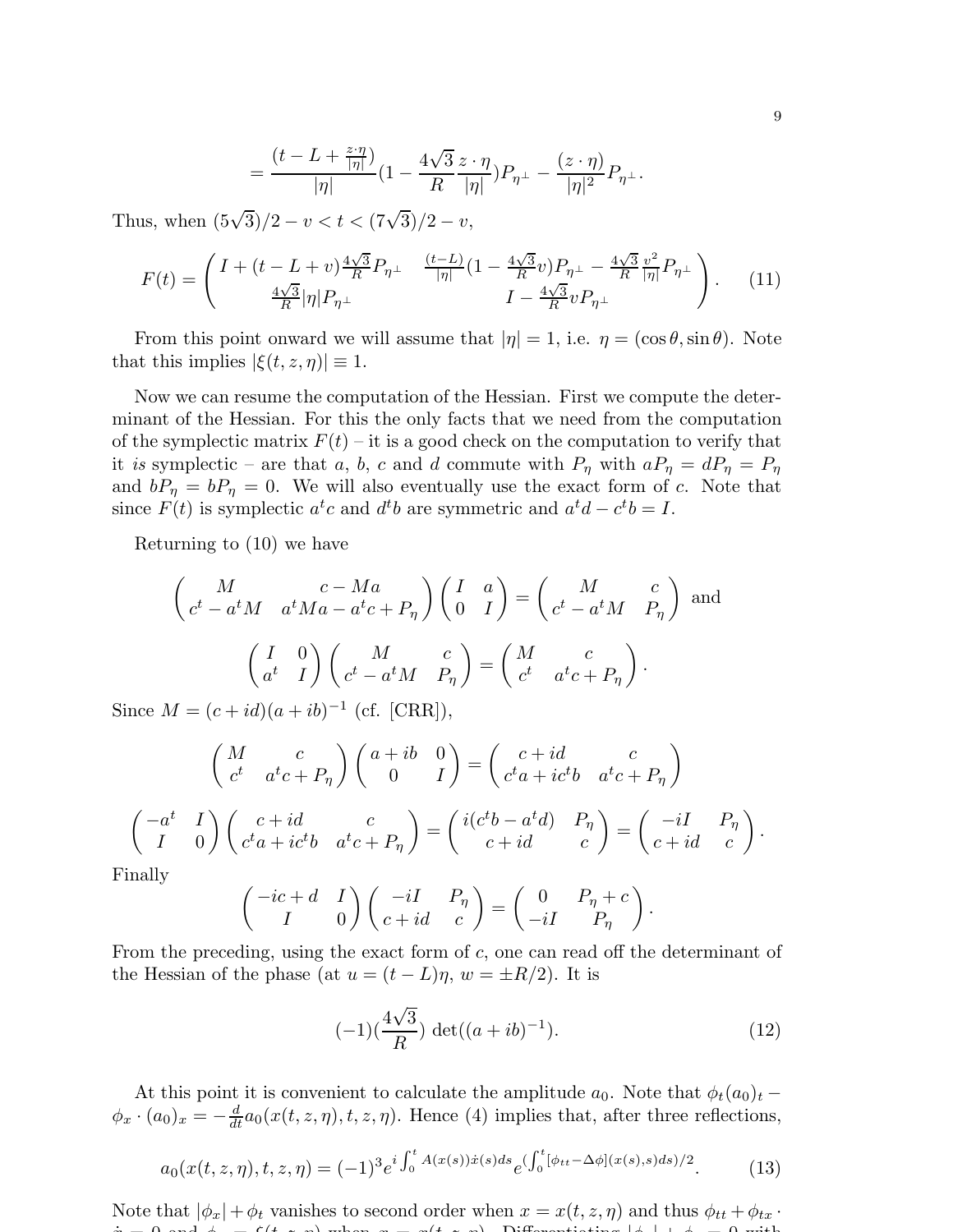$$= \frac{(t - L + \frac{z\cdot\eta}{|\eta|})}{|\eta|}(1 - \frac{4\sqrt{3}}{R}\frac{z\cdot\eta}{|\eta|})P_{\eta^\perp} - \frac{(z\cdot\eta)}{|\eta|^2}P_{\eta^\perp}.$$

Thus, when $(5\sqrt{3})/2 - v < t < (7\sqrt{3})/2 - v$,

$$F(t) = \begin{pmatrix} I + (t - L + v)\frac{4\sqrt{3}}{R}P_{\eta^\perp} & \frac{(t-L)}{|\eta|}(1 - \frac{4\sqrt{3}}{R}v)P_{\eta^\perp} - \frac{4\sqrt{3}}{R}\frac{v^2}{|\eta|}P_{\eta^\perp} \\ \frac{4\sqrt{3}}{R}|\eta|P_{\eta^\perp} & I - \frac{4\sqrt{3}}{R}vP_{\eta^\perp} \end{pmatrix}. \tag{11}$$

From this point onward we will assume that $|\eta| = 1$, i.e. $\eta = (\cos\theta, \sin\theta)$. Note that this implies $|\xi(t, z, \eta)| \equiv 1$.

Now we can resume the computation of the Hessian. First we compute the determinant of the Hessian. For this the only facts that we need from the computation of the symplectic matrix $F(t)$ – it is a good check on the computation to verify that it *is* symplectic – are that $a$, $b$, $c$ and $d$ commute with $P_\eta$ with $aP_\eta = dP_\eta = P_\eta$ and $bP_\eta = bP_\eta = 0$. We will also eventually use the exact form of $c$. Note that since $F(t)$ is symplectic $a^tc$ and $d^tb$ are symmetric and $a^td - c^tb = I$.

Returning to (10) we have

$$\begin{pmatrix} M & c - Ma \\ c^t - a^tM & a^tMa - a^tc + P_\eta \end{pmatrix}\begin{pmatrix} I & a \\ 0 & I \end{pmatrix} = \begin{pmatrix} M & c \\ c^t - a^tM & P_\eta \end{pmatrix} \text{ and}$$

$$\begin{pmatrix} I & 0 \\ a^t & I \end{pmatrix}\begin{pmatrix} M & c \\ c^t - a^tM & P_\eta \end{pmatrix} = \begin{pmatrix} M & c \\ c^t & a^tc + P_\eta \end{pmatrix}.$$

Since $M = (c + id)(a + ib)^{-1}$ (cf. [CRR]),

$$\begin{pmatrix} M & c \\ c^t & a^tc + P_\eta \end{pmatrix}\begin{pmatrix} a + ib & 0 \\ 0 & I \end{pmatrix} = \begin{pmatrix} c + id & c \\ c^ta + ic^tb & a^tc + P_\eta \end{pmatrix}$$

$$\begin{pmatrix} -a^t & I \\ I & 0 \end{pmatrix}\begin{pmatrix} c + id & c \\ c^ta + ic^tb & a^tc + P_\eta \end{pmatrix} = \begin{pmatrix} i(c^tb - a^td) & P_\eta \\ c + id & c \end{pmatrix} = \begin{pmatrix} -iI & P_\eta \\ c + id & c \end{pmatrix}.$$

Finally

$$\begin{pmatrix} -ic + d & I \\ I & 0 \end{pmatrix}\begin{pmatrix} -iI & P_\eta \\ c + id & c \end{pmatrix} = \begin{pmatrix} 0 & P_\eta + c \\ -iI & P_\eta \end{pmatrix}.$$

From the preceding, using the exact form of $c$, one can read off the determinant of the Hessian of the phase (at $u = (t - L)\eta$, $w = \pm R/2$). It is

$$(-1)(\frac{4\sqrt{3}}{R})\det((a + ib)^{-1}). \tag{12}$$

At this point it is convenient to calculate the amplitude $a_0$. Note that $\phi_t(a_0)_t - \phi_x \cdot (a_0)_x = -\frac{d}{dt}a_0(x(t, z, \eta), t, z, \eta)$. Hence (4) implies that, after three reflections,

$$a_0(x(t, z, \eta), t, z, \eta) = (-1)^3 e^{i\int_0^t A(x(s))\dot{x}(s)ds} e^{(\int_0^t [\phi_{tt} - \Delta\phi](x(s), s)ds)/2}. \tag{13}$$

Note that $|\phi_x| + \phi_t$ vanishes to second order when $x = x(t, z, \eta)$ and thus $\phi_{tt} + \phi_{tx} \cdot$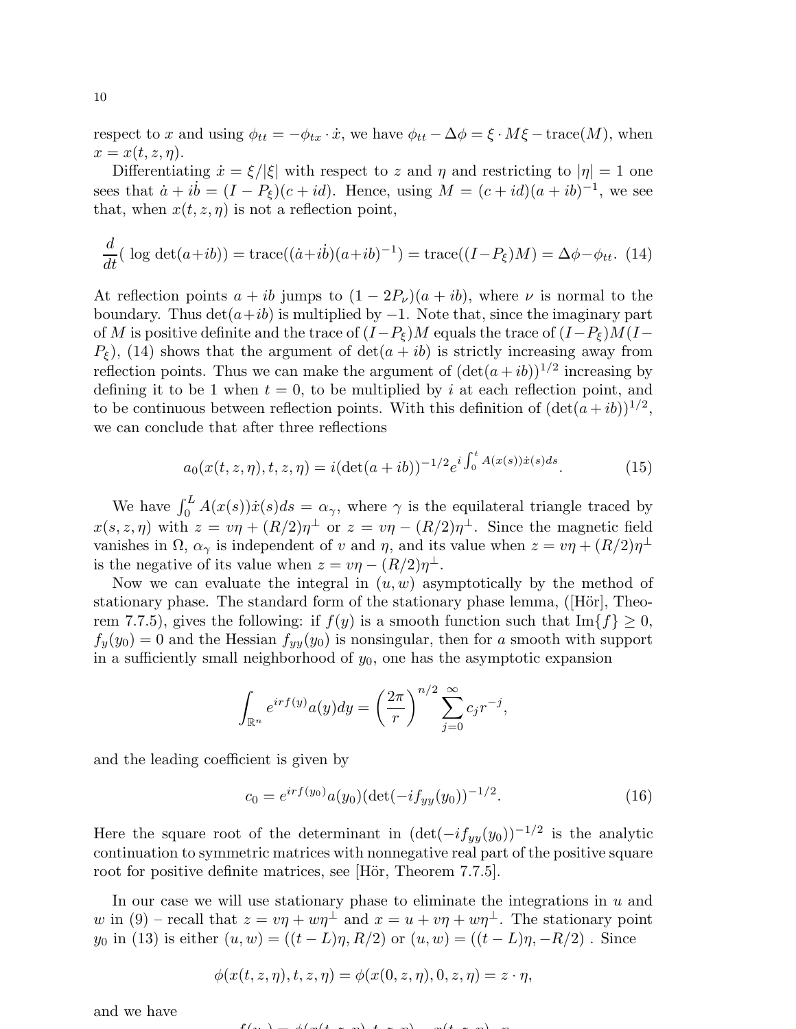respect to $x$ and using $\phi_{tt} = -\phi_{tx} \cdot \dot{x}$, we have $\phi_{tt} - \Delta\phi = \xi \cdot M\xi - \text{trace}(M)$, when $x = x(t, z, \eta)$.

Differentiating $\dot{x} = \xi/|\xi|$ with respect to $z$ and $\eta$ and restricting to $|\eta| = 1$ one sees that $\dot{a} + i\dot{b} = (I - P_\xi)(c + id)$. Hence, using $M = (c + id)(a + ib)^{-1}$, we see that, when $x(t, z, \eta)$ is not a reflection point,

$$\frac{d}{dt}(\log \det(a+ib)) = \text{trace}((\dot{a}+i\dot{b})(a+ib)^{-1}) = \text{trace}((I-P_\xi)M) = \Delta\phi - \phi_{tt}. \quad (14)$$

At reflection points $a + ib$ jumps to $(1 - 2P_\nu)(a + ib)$, where $\nu$ is normal to the boundary. Thus $\det(a+ib)$ is multiplied by $-1$. Note that, since the imaginary part of $M$ is positive definite and the trace of $(I-P_\xi)M$ equals the trace of $(I-P_\xi)M(I-P_\xi)$, (14) shows that the argument of $\det(a + ib)$ is strictly increasing away from reflection points. Thus we can make the argument of $(\det(a+ib))^{1/2}$ increasing by defining it to be 1 when $t = 0$, to be multiplied by $i$ at each reflection point, and to be continuous between reflection points. With this definition of $(\det(a + ib))^{1/2}$, we can conclude that after three reflections

$$a_0(x(t, z, \eta), t, z, \eta) = i(\det(a + ib))^{-1/2} e^{i\int_0^t A(x(s))\dot{x}(s)ds}. \quad (15)$$

We have $\int_0^L A(x(s))\dot{x}(s)ds = \alpha_\gamma$, where $\gamma$ is the equilateral triangle traced by $x(s, z, \eta)$ with $z = v\eta + (R/2)\eta^\perp$ or $z = v\eta - (R/2)\eta^\perp$. Since the magnetic field vanishes in $\Omega$, $\alpha_\gamma$ is independent of $v$ and $\eta$, and its value when $z = v\eta + (R/2)\eta^\perp$ is the negative of its value when $z = v\eta - (R/2)\eta^\perp$.

Now we can evaluate the integral in $(u, w)$ asymptotically by the method of stationary phase. The standard form of the stationary phase lemma, ([Hör], Theorem 7.7.5), gives the following: if $f(y)$ is a smooth function such that $\text{Im}\{f\} \geq 0$, $f_y(y_0) = 0$ and the Hessian $f_{yy}(y_0)$ is nonsingular, then for $a$ smooth with support in a sufficiently small neighborhood of $y_0$, one has the asymptotic expansion

$$\int_{\mathbb{R}^n} e^{irf(y)} a(y)dy = \left(\frac{2\pi}{r}\right)^{n/2} \sum_{j=0}^{\infty} c_j r^{-j},$$

and the leading coefficient is given by

$$c_0 = e^{irf(y_0)} a(y_0)(\det(-if_{yy}(y_0)))^{-1/2}. \quad (16)$$

Here the square root of the determinant in $(\det(-if_{yy}(y_0)))^{-1/2}$ is the analytic continuation to symmetric matrices with nonnegative real part of the positive square root for positive definite matrices, see [Hör, Theorem 7.7.5].

In our case we will use stationary phase to eliminate the integrations in $u$ and $w$ in (9) – recall that $z = v\eta + w\eta^\perp$ and $x = u + v\eta + w\eta^\perp$. The stationary point $y_0$ in (13) is either $(u, w) = ((t - L)\eta, R/2)$ or $(u, w) = ((t - L)\eta, -R/2)$ . Since

$$\phi(x(t, z, \eta), t, z, \eta) = \phi(x(0, z, \eta), 0, z, \eta) = z \cdot \eta,$$

and we have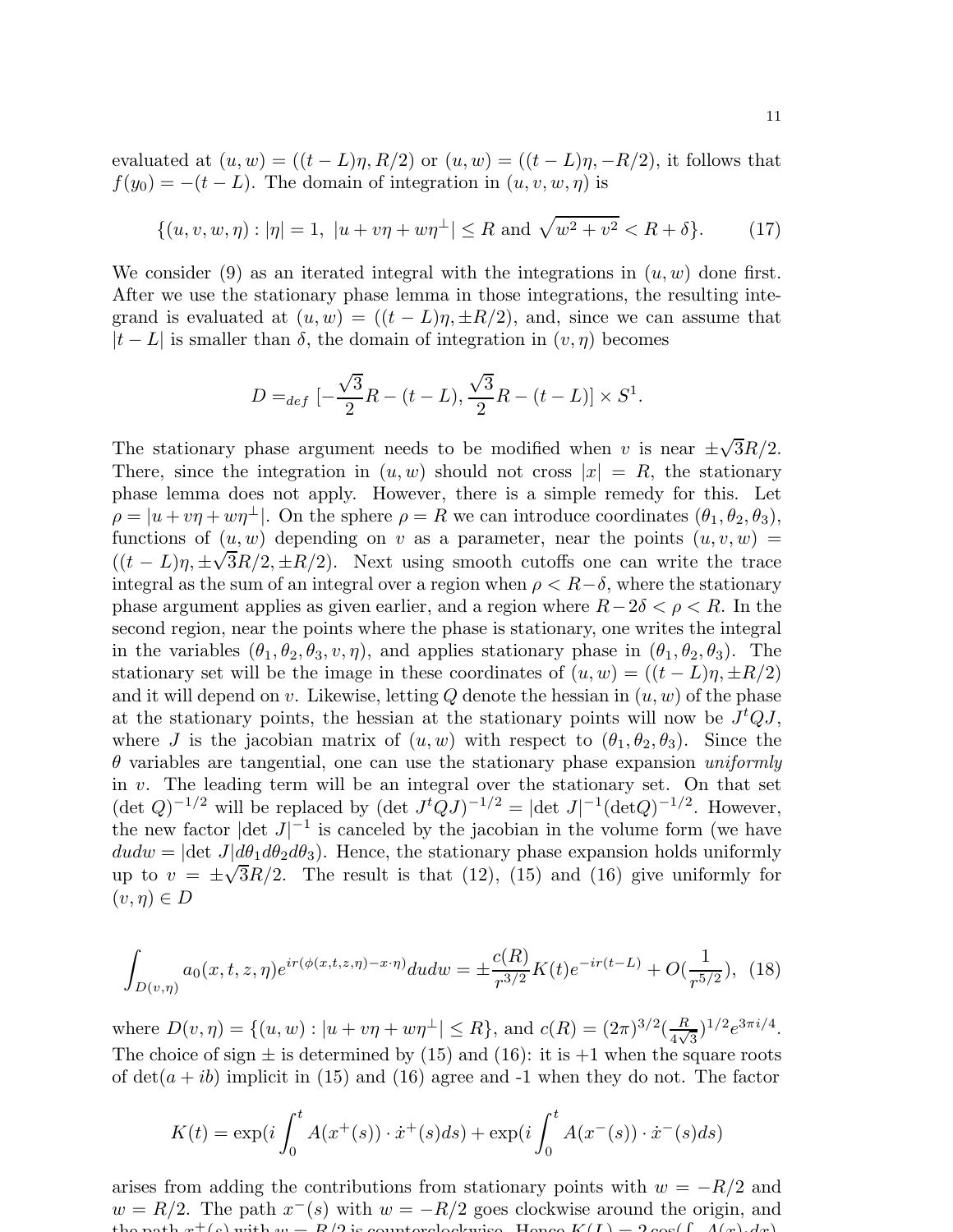evaluated at $(u, w) = ((t - L)\eta, R/2)$ or $(u, w) = ((t - L)\eta, -R/2)$, it follows that $f(y_0) = -(t - L)$. The domain of integration in $(u, v, w, \eta)$ is

$$\{(u, v, w, \eta) : |\eta| = 1,\ |u + v\eta + w\eta^\perp| \leq R \text{ and } \sqrt{w^2 + v^2} < R + \delta\}. \tag{17}$$

We consider (9) as an iterated integral with the integrations in $(u, w)$ done first. After we use the stationary phase lemma in those integrations, the resulting integrand is evaluated at $(u, w) = ((t - L)\eta, \pm R/2)$, and, since we can assume that $|t - L|$ is smaller than $\delta$, the domain of integration in $(v, \eta)$ becomes

$$D =_{def} [-\frac{\sqrt{3}}{2}R - (t - L), \frac{\sqrt{3}}{2}R - (t - L)] \times S^1.$$

The stationary phase argument needs to be modified when $v$ is near $\pm\sqrt{3}R/2$. There, since the integration in $(u, w)$ should not cross $|x| = R$, the stationary phase lemma does not apply. However, there is a simple remedy for this. Let $\rho = |u + v\eta + w\eta^\perp|$. On the sphere $\rho = R$ we can introduce coordinates $(\theta_1, \theta_2, \theta_3)$, functions of $(u, w)$ depending on $v$ as a parameter, near the points $(u, v, w) = ((t - L)\eta, \pm\sqrt{3}R/2, \pm R/2)$. Next using smooth cutoffs one can write the trace integral as the sum of an integral over a region when $\rho < R - \delta$, where the stationary phase argument applies as given earlier, and a region where $R - 2\delta < \rho < R$. In the second region, near the points where the phase is stationary, one writes the integral in the variables $(\theta_1, \theta_2, \theta_3, v, \eta)$, and applies stationary phase in $(\theta_1, \theta_2, \theta_3)$. The stationary set will be the image in these coordinates of $(u, w) = ((t - L)\eta, \pm R/2)$ and it will depend on $v$. Likewise, letting $Q$ denote the hessian in $(u, w)$ of the phase at the stationary points, the hessian at the stationary points will now be $J^tQJ$, where $J$ is the jacobian matrix of $(u, w)$ with respect to $(\theta_1, \theta_2, \theta_3)$. Since the $\theta$ variables are tangential, one can use the stationary phase expansion *uniformly* in $v$. The leading term will be an integral over the stationary set. On that set $(\det Q)^{-1/2}$ will be replaced by $(\det J^tQJ)^{-1/2} = |\det J|^{-1}(\det Q)^{-1/2}$. However, the new factor $|\det J|^{-1}$ is canceled by the jacobian in the volume form (we have $dudw = |\det J| d\theta_1 d\theta_2 d\theta_3$). Hence, the stationary phase expansion holds uniformly up to $v = \pm\sqrt{3}R/2$. The result is that (12), (15) and (16) give uniformly for $(v, \eta) \in D$

$$\int_{D(v,\eta)} a_0(x, t, z, \eta) e^{ir(\phi(x,t,z,\eta) - x\cdot\eta)} dudw = \pm\frac{c(R)}{r^{3/2}} K(t) e^{-ir(t-L)} + O(\frac{1}{r^{5/2}}), \tag{18}$$

where $D(v, \eta) = \{(u, w) : |u + v\eta + w\eta^\perp| \leq R\}$, and $c(R) = (2\pi)^{3/2}(\frac{R}{4\sqrt{3}})^{1/2} e^{3\pi i/4}$. The choice of sign $\pm$ is determined by (15) and (16): it is $+1$ when the square roots of $\det(a + ib)$ implicit in (15) and (16) agree and -1 when they do not. The factor

$$K(t) = \exp(i\int_0^t A(x^+(s)) \cdot \dot{x}^+(s) ds) + \exp(i\int_0^t A(x^-(s)) \cdot \dot{x}^-(s) ds)$$

arises from adding the contributions from stationary points with $w = -R/2$ and $w = R/2$. The path $x^-(s)$ with $w = -R/2$ goes clockwise around the origin, and the path $x^+(s)$ with $w = R/2$ is counterclockwise. Hence $K(L) = 2\cos(\int_\gamma A(x) \cdot dx)$.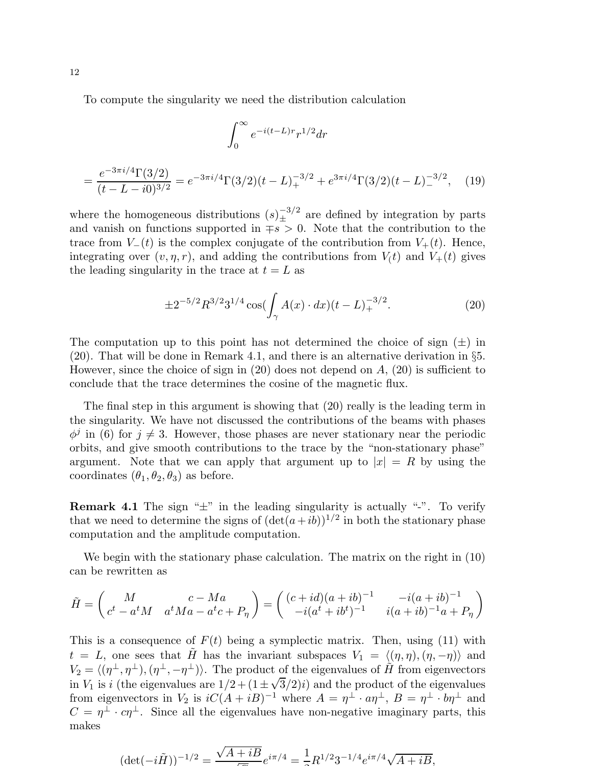To compute the singularity we need the distribution calculation

$$\int_0^\infty e^{-i(t-L)r} r^{1/2} dr$$

$$= \frac{e^{-3\pi i/4}\Gamma(3/2)}{(t-L-i0)^{3/2}} = e^{-3\pi i/4}\Gamma(3/2)(t-L)_+^{-3/2} + e^{3\pi i/4}\Gamma(3/2)(t-L)_-^{-3/2}, \quad (19)$$

where the homogeneous distributions $(s)_\pm^{-3/2}$ are defined by integration by parts and vanish on functions supported in $\mp s > 0$. Note that the contribution to the trace from $V_-(t)$ is the complex conjugate of the contribution from $V_+(t)$. Hence, integrating over $(v, \eta, r)$, and adding the contributions from $V_(t)$ and $V_+(t)$ gives the leading singularity in the trace at $t = L$ as

$$\pm 2^{-5/2} R^{3/2} 3^{1/4} \cos(\int_\gamma A(x) \cdot dx)(t-L)_+^{-3/2}. \quad (20)$$

The computation up to this point has not determined the choice of sign $(\pm)$ in (20). That will be done in Remark 4.1, and there is an alternative derivation in §5. However, since the choice of sign in (20) does not depend on $A$, (20) is sufficient to conclude that the trace determines the cosine of the magnetic flux.

The final step in this argument is showing that (20) really is the leading term in the singularity. We have not discussed the contributions of the beams with phases $\phi^j$ in (6) for $j \neq 3$. However, those phases are never stationary near the periodic orbits, and give smooth contributions to the trace by the "non-stationary phase" argument. Note that we can apply that argument up to $|x| = R$ by using the coordinates $(\theta_1, \theta_2, \theta_3)$ as before.

**Remark 4.1** The sign "$\pm$" in the leading singularity is actually "-". To verify that we need to determine the signs of $(\det(a+ib))^{1/2}$ in both the stationary phase computation and the amplitude computation.

We begin with the stationary phase calculation. The matrix on the right in (10) can be rewritten as

$$\tilde{H} = \begin{pmatrix} M & c - Ma \\ c^t - a^t M & a^t M a - a^t c + P_\eta \end{pmatrix} = \begin{pmatrix} (c+id)(a+ib)^{-1} & -i(a+ib)^{-1} \\ -i(a^t+ib^t)^{-1} & i(a+ib)^{-1}a + P_\eta \end{pmatrix}$$

This is a consequence of $F(t)$ being a symplectic matrix. Then, using (11) with $t = L$, one sees that $\tilde{H}$ has the invariant subspaces $V_1 = \langle(\eta, \eta), (\eta, -\eta)\rangle$ and $V_2 = \langle(\eta^\perp, \eta^\perp), (\eta^\perp, -\eta^\perp)\rangle$. The product of the eigenvalues of $\tilde{H}$ from eigenvectors in $V_1$ is $i$ (the eigenvalues are $1/2 + (1 \pm \sqrt{3}/2)i$) and the product of the eigenvalues from eigenvectors in $V_2$ is $iC(A+iB)^{-1}$ where $A = \eta^\perp \cdot a\eta^\perp$, $B = \eta^\perp \cdot b\eta^\perp$ and $C = \eta^\perp \cdot c\eta^\perp$. Since all the eigenvalues have non-negative imaginary parts, this makes

$$(\det(-i\tilde{H}))^{-1/2} = \frac{\sqrt{A+iB}}{\sqrt{C}} e^{i\pi/4} = \frac{1}{2} R^{1/2} 3^{-1/4} e^{i\pi/4} \sqrt{A+iB},$$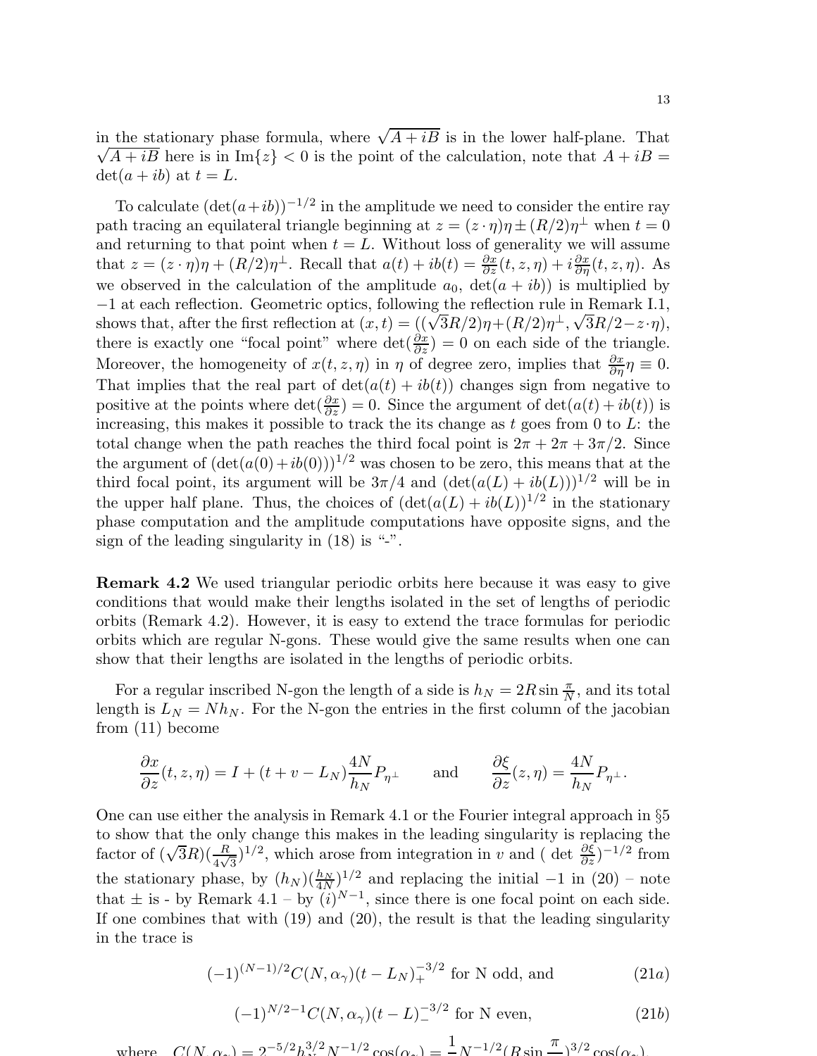in the stationary phase formula, where $\sqrt{A+iB}$ is in the lower half-plane. That $\sqrt{A+iB}$ here is in $\mathrm{Im}\{z\} < 0$ is the point of the calculation, note that $A + iB = \det(a + ib)$ at $t = L$.

To calculate $(\det(a+ib))^{-1/2}$ in the amplitude we need to consider the entire ray path tracing an equilateral triangle beginning at $z = (z\cdot\eta)\eta \pm (R/2)\eta^{\perp}$ when $t = 0$ and returning to that point when $t = L$. Without loss of generality we will assume that $z = (z\cdot\eta)\eta + (R/2)\eta^{\perp}$. Recall that $a(t) + ib(t) = \frac{\partial x}{\partial z}(t, z, \eta) + i\frac{\partial x}{\partial \eta}(t, z, \eta)$. As we observed in the calculation of the amplitude $a_0$, $\det(a + ib))$ is multiplied by $-1$ at each reflection. Geometric optics, following the reflection rule in Remark I.1, shows that, after the first reflection at $(x, t) = ((\sqrt{3}R/2)\eta + (R/2)\eta^{\perp}, \sqrt{3}R/2 - z\cdot\eta)$, there is exactly one "focal point" where $\det(\frac{\partial x}{\partial z}) = 0$ on each side of the triangle. Moreover, the homogeneity of $x(t, z, \eta)$ in $\eta$ of degree zero, implies that $\frac{\partial x}{\partial \eta}\eta \equiv 0$. That implies that the real part of $\det(a(t) + ib(t))$ changes sign from negative to positive at the points where $\det(\frac{\partial x}{\partial z}) = 0$. Since the argument of $\det(a(t) + ib(t))$ is increasing, this makes it possible to track the its change as $t$ goes from 0 to $L$: the total change when the path reaches the third focal point is $2\pi + 2\pi + 3\pi/2$. Since the argument of $(\det(a(0) + ib(0)))^{1/2}$ was chosen to be zero, this means that at the third focal point, its argument will be $3\pi/4$ and $(\det(a(L) + ib(L)))^{1/2}$ will be in the upper half plane. Thus, the choices of $(\det(a(L) + ib(L))^{1/2}$ in the stationary phase computation and the amplitude computations have opposite signs, and the sign of the leading singularity in (18) is "-".

**Remark 4.2** We used triangular periodic orbits here because it was easy to give conditions that would make their lengths isolated in the set of lengths of periodic orbits (Remark 4.2). However, it is easy to extend the trace formulas for periodic orbits which are regular N-gons. These would give the same results when one can show that their lengths are isolated in the lengths of periodic orbits.

For a regular inscribed N-gon the length of a side is $h_N = 2R\sin\frac{\pi}{N}$, and its total length is $L_N = Nh_N$. For the N-gon the entries in the first column of the jacobian from (11) become

$$\frac{\partial x}{\partial z}(t, z, \eta) = I + (t + v - L_N)\frac{4N}{h_N}P_{\eta^{\perp}} \qquad \text{and} \qquad \frac{\partial \xi}{\partial z}(z, \eta) = \frac{4N}{h_N}P_{\eta^{\perp}}.$$

One can use either the analysis in Remark 4.1 or the Fourier integral approach in §5 to show that the only change this makes in the leading singularity is replacing the factor of $(\sqrt{3}R)(\frac{R}{4\sqrt{3}})^{1/2}$, which arose from integration in $v$ and ( det $\frac{\partial \xi}{\partial z})^{-1/2}$ from the stationary phase, by $(h_N)(\frac{h_N}{4N})^{1/2}$ and replacing the initial $-1$ in (20) – note that $\pm$ is - by Remark 4.1 – by $(i)^{N-1}$, since there is one focal point on each side. If one combines that with (19) and (20), the result is that the leading singularity in the trace is

$$(-1)^{(N-1)/2}C(N, \alpha_\gamma)(t - L_N)_+^{-3/2} \text{ for N odd, and} \tag{21a}$$

$$(-1)^{N/2-1}C(N, \alpha_\gamma)(t - L)_-^{-3/2} \text{ for N even,} \tag{21b}$$

where $C(N, \alpha_\gamma) = 2^{-5/2}h_N^{3/2}N^{-1/2}\cos(\alpha_\gamma) = \frac{1}{2}N^{-1/2}(R\sin\frac{\pi}{N})^{3/2}\cos(\alpha_\gamma)$.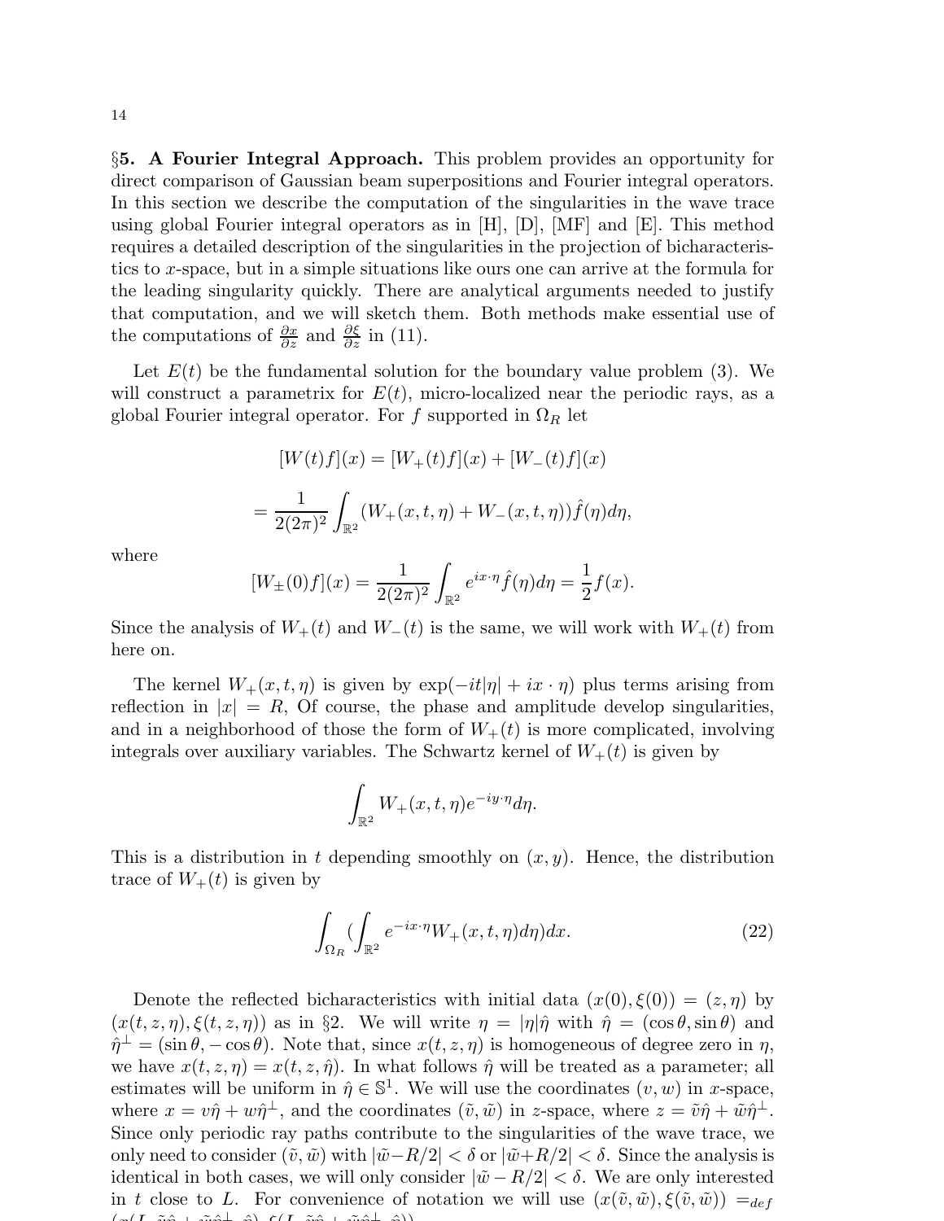**§5. A Fourier Integral Approach.** This problem provides an opportunity for direct comparison of Gaussian beam superpositions and Fourier integral operators. In this section we describe the computation of the singularities in the wave trace using global Fourier integral operators as in [H], [D], [MF] and [E]. This method requires a detailed description of the singularities in the projection of bicharacteristics to $x$-space, but in a simple situations like ours one can arrive at the formula for the leading singularity quickly. There are analytical arguments needed to justify that computation, and we will sketch them. Both methods make essential use of the computations of $\frac{\partial x}{\partial z}$ and $\frac{\partial \xi}{\partial z}$ in (11).

Let $E(t)$ be the fundamental solution for the boundary value problem (3). We will construct a parametrix for $E(t)$, micro-localized near the periodic rays, as a global Fourier integral operator. For $f$ supported in $\Omega_R$ let

$$[W(t)f](x) = [W_+(t)f](x) + [W_-(t)f](x)$$

$$= \frac{1}{2(2\pi)^2} \int_{\mathbb{R}^2} (W_+(x,t,\eta) + W_-(x,t,\eta))\hat{f}(\eta) d\eta,$$

where

$$[W_\pm(0)f](x) = \frac{1}{2(2\pi)^2} \int_{\mathbb{R}^2} e^{ix\cdot\eta} \hat{f}(\eta) d\eta = \frac{1}{2} f(x).$$

Since the analysis of $W_+(t)$ and $W_-(t)$ is the same, we will work with $W_+(t)$ from here on.

The kernel $W_+(x,t,\eta)$ is given by $\exp(-it|\eta| + ix\cdot\eta)$ plus terms arising from reflection in $|x| = R$, Of course, the phase and amplitude develop singularities, and in a neighborhood of those the form of $W_+(t)$ is more complicated, involving integrals over auxiliary variables. The Schwartz kernel of $W_+(t)$ is given by

$$\int_{\mathbb{R}^2} W_+(x,t,\eta) e^{-iy\cdot\eta} d\eta.$$

This is a distribution in $t$ depending smoothly on $(x,y)$. Hence, the distribution trace of $W_+(t)$ is given by

$$\int_{\Omega_R} (\int_{\mathbb{R}^2} e^{-ix\cdot\eta} W_+(x,t,\eta) d\eta) dx. \tag{22}$$

Denote the reflected bicharacteristics with initial data $(x(0),\xi(0)) = (z,\eta)$ by $(x(t,z,\eta),\xi(t,z,\eta))$ as in §2. We will write $\eta = |\eta|\hat{\eta}$ with $\hat{\eta} = (\cos\theta, \sin\theta)$ and $\hat{\eta}^\perp = (\sin\theta, -\cos\theta)$. Note that, since $x(t,z,\eta)$ is homogeneous of degree zero in $\eta$, we have $x(t,z,\eta) = x(t,z,\hat{\eta})$. In what follows $\hat{\eta}$ will be treated as a parameter; all estimates will be uniform in $\hat{\eta} \in \mathbb{S}^1$. We will use the coordinates $(v,w)$ in $x$-space, where $x = v\hat{\eta} + w\hat{\eta}^\perp$, and the coordinates $(\tilde{v},\tilde{w})$ in $z$-space, where $z = \tilde{v}\hat{\eta} + \tilde{w}\hat{\eta}^\perp$. Since only periodic ray paths contribute to the singularities of the wave trace, we only need to consider $(\tilde{v},\tilde{w})$ with $|\tilde{w} - R/2| < \delta$ or $|\tilde{w} + R/2| < \delta$. Since the analysis is identical in both cases, we will only consider $|\tilde{w} - R/2| < \delta$. We are only interested in $t$ close to $L$. For convenience of notation we will use $(x(\tilde{v},\tilde{w}),\xi(\tilde{v},\tilde{w})) =_{def}$ $(x(L,\tilde{v}\hat{\eta} + \tilde{w}\hat{\eta}^\perp,\hat{\eta}),\xi(L,\tilde{v}\hat{\eta} + \tilde{w}\hat{\eta}^\perp,\hat{\eta}))$.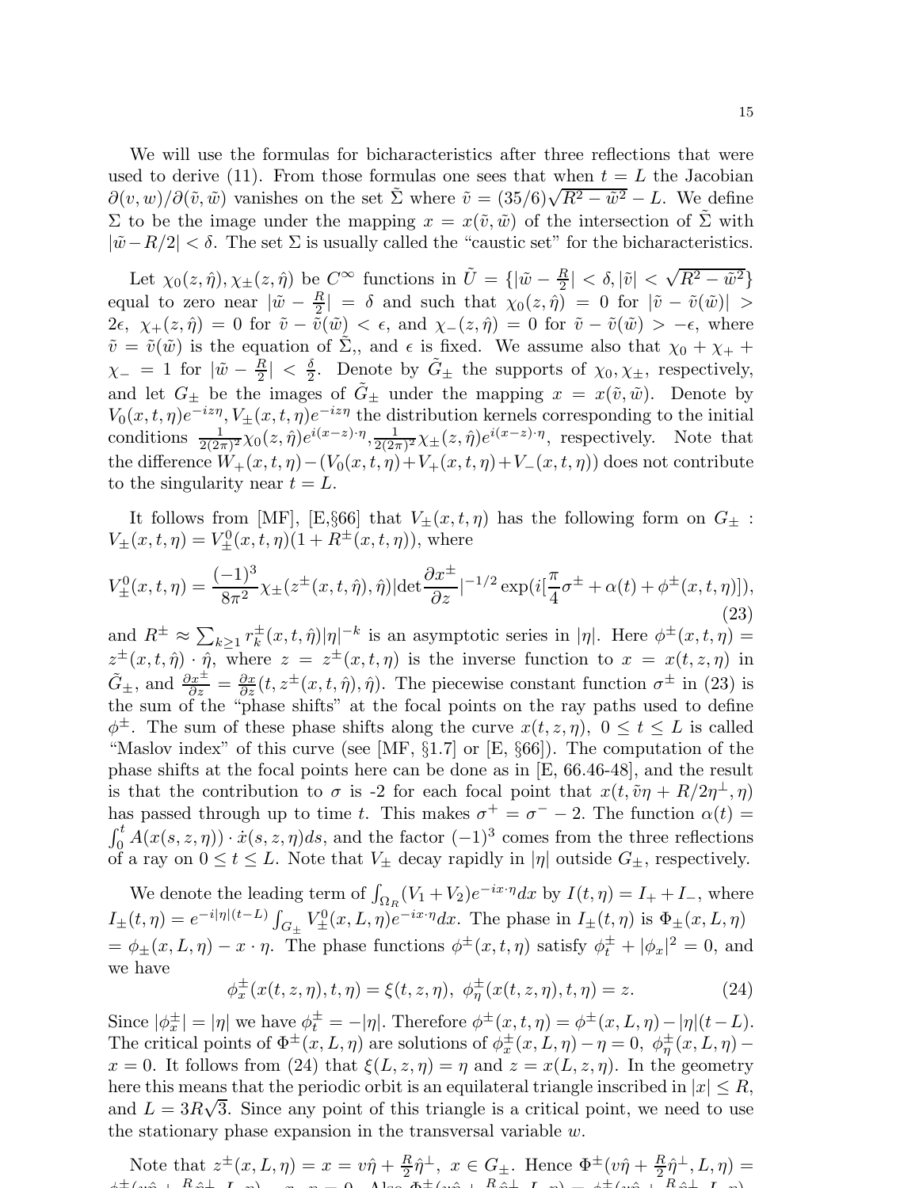We will use the formulas for bicharacteristics after three reflections that were used to derive (11). From those formulas one sees that when $t = L$ the Jacobian $\partial(v,w)/\partial(\tilde{v},\tilde{w})$ vanishes on the set $\tilde{\Sigma}$ where $\tilde{v} = (35/6)\sqrt{R^2 - \tilde{w}^2} - L$. We define $\Sigma$ to be the image under the mapping $x = x(\tilde{v},\tilde{w})$ of the intersection of $\tilde{\Sigma}$ with $|\tilde{w} - R/2| < \delta$. The set $\Sigma$ is usually called the "caustic set" for the bicharacteristics.

Let $\chi_0(z,\hat{\eta}), \chi_\pm(z,\hat{\eta})$ be $C^\infty$ functions in $\tilde{U} = \{|\tilde{w} - \frac{R}{2}| < \delta, |\tilde{v}| < \sqrt{R^2 - \tilde{w}^2}\}$ equal to zero near $|\tilde{w} - \frac{R}{2}| = \delta$ and such that $\chi_0(z,\hat{\eta}) = 0$ for $|\tilde{v} - \tilde{v}(\tilde{w})| > 2\epsilon$, $\chi_+(z,\hat{\eta}) = 0$ for $\tilde{v} - \tilde{v}(\tilde{w}) < \epsilon$, and $\chi_-(z,\hat{\eta}) = 0$ for $\tilde{v} - \tilde{v}(\tilde{w}) > -\epsilon$, where $\tilde{v} = \tilde{v}(\tilde{w})$ is the equation of $\tilde{\Sigma}$,, and $\epsilon$ is fixed. We assume also that $\chi_0 + \chi_+ + \chi_- = 1$ for $|\tilde{w} - \frac{R}{2}| < \frac{\delta}{2}$. Denote by $\tilde{G}_\pm$ the supports of $\chi_0, \chi_\pm$, respectively, and let $G_\pm$ be the images of $\tilde{G}_\pm$ under the mapping $x = x(\tilde{v},\tilde{w})$. Denote by $V_0(x,t,\eta)e^{-iz\eta}, V_\pm(x,t,\eta)e^{-iz\eta}$ the distribution kernels corresponding to the initial conditions $\frac{1}{2(2\pi)^2}\chi_0(z,\hat{\eta})e^{i(x-z)\cdot\eta}, \frac{1}{2(2\pi)^2}\chi_\pm(z,\hat{\eta})e^{i(x-z)\cdot\eta}$, respectively. Note that the difference $W_+(x,t,\eta) - (V_0(x,t,\eta) + V_+(x,t,\eta) + V_-(x,t,\eta))$ does not contribute to the singularity near $t = L$.

It follows from [MF], [E,§66] that $V_\pm(x,t,\eta)$ has the following form on $G_\pm$ : $V_\pm(x,t,\eta) = V_\pm^0(x,t,\eta)(1 + R^\pm(x,t,\eta))$, where

$$V_\pm^0(x,t,\eta) = \frac{(-1)^3}{8\pi^2}\chi_\pm(z^\pm(x,t,\hat{\eta}),\hat{\eta})|\det\frac{\partial x^\pm}{\partial z}|^{-1/2}\exp(i[\frac{\pi}{4}\sigma^\pm + \alpha(t) + \phi^\pm(x,t,\eta)]), \tag{23}$$

and $R^\pm \approx \sum_{k\geq 1} r_k^\pm(x,t,\hat{\eta})|\eta|^{-k}$ is an asymptotic series in $|\eta|$. Here $\phi^\pm(x,t,\eta) = z^\pm(x,t,\hat{\eta})\cdot\hat{\eta}$, where $z = z^\pm(x,t,\eta)$ is the inverse function to $x = x(t,z,\eta)$ in $\tilde{G}_\pm$, and $\frac{\partial x^\pm}{\partial z} = \frac{\partial x}{\partial z}(t, z^\pm(x,t,\hat{\eta}),\hat{\eta})$. The piecewise constant function $\sigma^\pm$ in (23) is the sum of the "phase shifts" at the focal points on the ray paths used to define $\phi^\pm$. The sum of these phase shifts along the curve $x(t,z,\eta)$, $0 \leq t \leq L$ is called "Maslov index" of this curve (see [MF, §1.7] or [E, §66]). The computation of the phase shifts at the focal points here can be done as in [E, 66.46-48], and the result is that the contribution to $\sigma$ is -2 for each focal point that $x(t, \tilde{v}\eta + R/2\eta^\perp, \eta)$ has passed through up to time $t$. This makes $\sigma^+ = \sigma^- - 2$. The function $\alpha(t) = \int_0^t A(x(s,z,\eta))\cdot\dot{x}(s,z,\eta)ds$, and the factor $(-1)^3$ comes from the three reflections of a ray on $0 \leq t \leq L$. Note that $V_\pm$ decay rapidly in $|\eta|$ outside $G_\pm$, respectively.

We denote the leading term of $\int_{\Omega_R}(V_1 + V_2)e^{-ix\cdot\eta}dx$ by $I(t,\eta) = I_+ + I_-$, where $I_\pm(t,\eta) = e^{-i|\eta|(t-L)}\int_{G_\pm} V_\pm^0(x,L,\eta)e^{-ix\cdot\eta}dx$. The phase in $I_\pm(t,\eta)$ is $\Phi_\pm(x,L,\eta)$ $= \phi_\pm(x,L,\eta) - x\cdot\eta$. The phase functions $\phi^\pm(x,t,\eta)$ satisfy $\phi_t^\pm + |\phi_x|^2 = 0$, and we have

$$\phi_x^\pm(x(t,z,\eta),t,\eta) = \xi(t,z,\eta),\ \phi_\eta^\pm(x(t,z,\eta),t,\eta) = z. \tag{24}$$

Since $|\phi_x^\pm| = |\eta|$ we have $\phi_t^\pm = -|\eta|$. Therefore $\phi^\pm(x,t,\eta) = \phi^\pm(x,L,\eta) - |\eta|(t-L)$. The critical points of $\Phi^\pm(x,L,\eta)$ are solutions of $\phi_x^\pm(x,L,\eta) - \eta = 0$, $\phi_\eta^\pm(x,L,\eta) - x = 0$. It follows from (24) that $\xi(L,z,\eta) = \eta$ and $z = x(L,z,\eta)$. In the geometry here this means that the periodic orbit is an equilateral triangle inscribed in $|x| \leq R$, and $L = 3R\sqrt{3}$. Since any point of this triangle is a critical point, we need to use the stationary phase expansion in the transversal variable $w$.

Note that $z^\pm(x,L,\eta) = x = v\hat{\eta} + \frac{R}{2}\hat{\eta}^\perp$, $x \in G_\pm$. Hence $\Phi^\pm(v\hat{\eta} + \frac{R}{2}\hat{\eta}^\perp, L, \eta) =$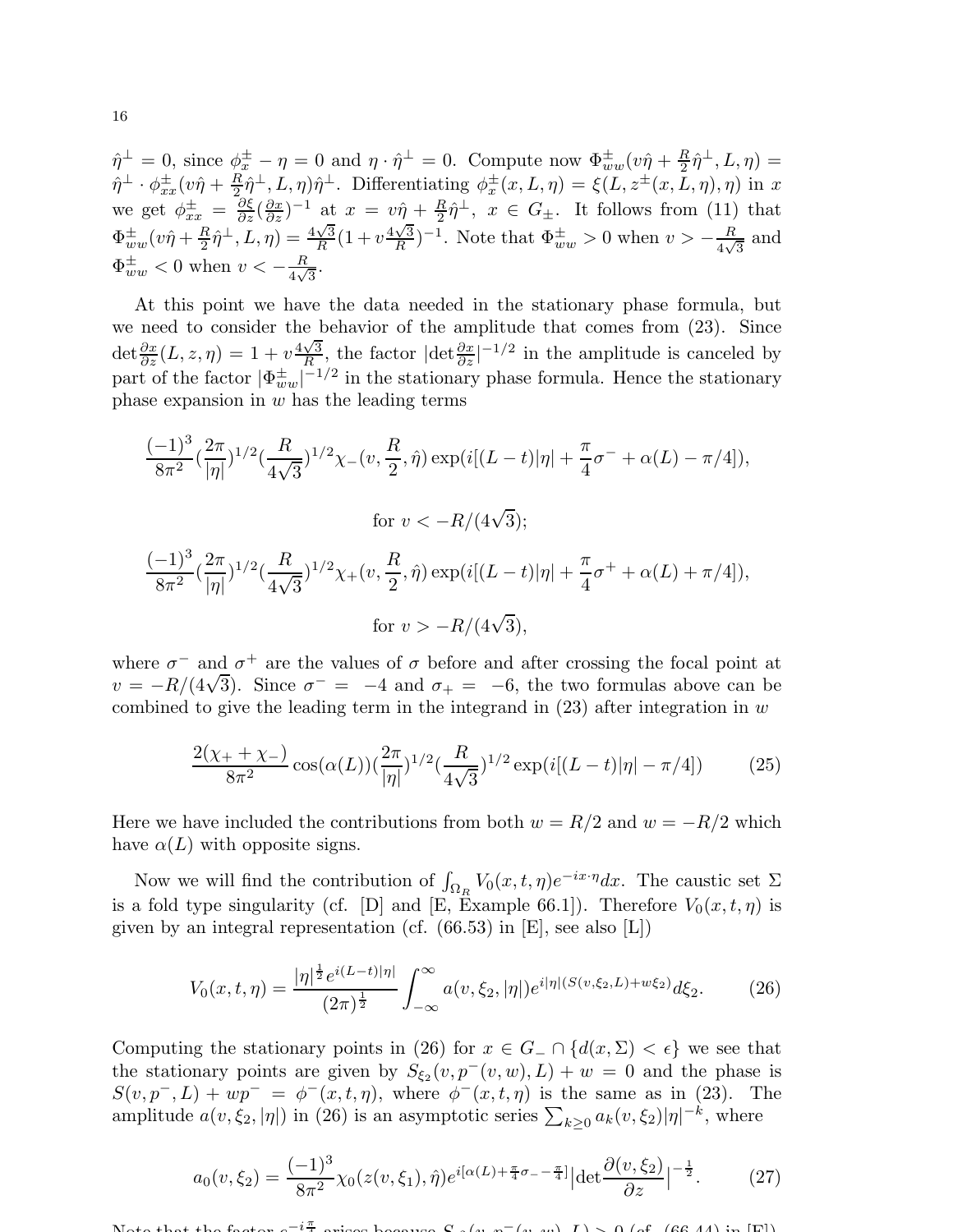$\hat{\eta}^{\perp} = 0$, since $\phi_x^{\pm} - \eta = 0$ and $\eta \cdot \hat{\eta}^{\perp} = 0$. Compute now $\Phi_{ww}^{\pm}(v\hat{\eta} + \frac{R}{2}\hat{\eta}^{\perp}, L, \eta) = \hat{\eta}^{\perp} \cdot \phi_{xx}^{\pm}(v\hat{\eta} + \frac{R}{2}\hat{\eta}^{\perp}, L, \eta)\hat{\eta}^{\perp}$. Differentiating $\phi_x^{\pm}(x, L, \eta) = \xi(L, z^{\pm}(x, L, \eta), \eta)$ in $x$ we get $\phi_{xx}^{\pm} = \frac{\partial \xi}{\partial z}(\frac{\partial x}{\partial z})^{-1}$ at $x = v\hat{\eta} + \frac{R}{2}\hat{\eta}^{\perp},\ x \in G_{\pm}$. It follows from (11) that $\Phi_{ww}^{\pm}(v\hat{\eta} + \frac{R}{2}\hat{\eta}^{\perp}, L, \eta) = \frac{4\sqrt{3}}{R}(1 + v\frac{4\sqrt{3}}{R})^{-1}$. Note that $\Phi_{ww}^{\pm} > 0$ when $v > -\frac{R}{4\sqrt{3}}$ and $\Phi_{ww}^{\pm} < 0$ when $v < -\frac{R}{4\sqrt{3}}$.

At this point we have the data needed in the stationary phase formula, but we need to consider the behavior of the amplitude that comes from (23). Since $\det\frac{\partial x}{\partial z}(L, z, \eta) = 1 + v\frac{4\sqrt{3}}{R}$, the factor $|\det\frac{\partial x}{\partial z}|^{-1/2}$ in the amplitude is canceled by part of the factor $|\Phi_{ww}^{\pm}|^{-1/2}$ in the stationary phase formula. Hence the stationary phase expansion in $w$ has the leading terms

$$\frac{(-1)^3}{8\pi^2}(\frac{2\pi}{|\eta|})^{1/2}(\frac{R}{4\sqrt{3}})^{1/2}\chi_-(v, \frac{R}{2}, \hat{\eta})\exp(i[(L-t)|\eta| + \frac{\pi}{4}\sigma^- + \alpha(L) - \pi/4]),$$

$$\text{for } v < -R/(4\sqrt{3});$$

$$\frac{(-1)^3}{8\pi^2}(\frac{2\pi}{|\eta|})^{1/2}(\frac{R}{4\sqrt{3}})^{1/2}\chi_+(v, \frac{R}{2}, \hat{\eta})\exp(i[(L-t)|\eta| + \frac{\pi}{4}\sigma^+ + \alpha(L) + \pi/4]),$$

$$\text{for } v > -R/(4\sqrt{3}),$$

where $\sigma^-$ and $\sigma^+$ are the values of $\sigma$ before and after crossing the focal point at $v = -R/(4\sqrt{3})$. Since $\sigma^- = -4$ and $\sigma_+ = -6$, the two formulas above can be combined to give the leading term in the integrand in (23) after integration in $w$

$$\frac{2(\chi_+ + \chi_-)}{8\pi^2}\cos(\alpha(L))(\frac{2\pi}{|\eta|})^{1/2}(\frac{R}{4\sqrt{3}})^{1/2}\exp(i[(L-t)|\eta| - \pi/4]) \tag{25}$$

Here we have included the contributions from both $w = R/2$ and $w = -R/2$ which have $\alpha(L)$ with opposite signs.

Now we will find the contribution of $\int_{\Omega_R} V_0(x, t, \eta)e^{-ix\cdot\eta}dx$. The caustic set $\Sigma$ is a fold type singularity (cf. [D] and [E, Example 66.1]). Therefore $V_0(x, t, \eta)$ is given by an integral representation (cf. (66.53) in [E], see also [L])

$$V_0(x, t, \eta) = \frac{|\eta|^{\frac{1}{2}}e^{i(L-t)|\eta|}}{(2\pi)^{\frac{1}{2}}}\int_{-\infty}^{\infty} a(v, \xi_2, |\eta|)e^{i|\eta|(S(v,\xi_2,L)+w\xi_2)}d\xi_2. \tag{26}$$

Computing the stationary points in (26) for $x \in G_- \cap \{d(x, \Sigma) < \epsilon\}$ we see that the stationary points are given by $S_{\xi_2}(v, p^-(v, w), L) + w = 0$ and the phase is $S(v, p^-, L) + wp^- = \phi^-(x, t, \eta)$, where $\phi^-(x, t, \eta)$ is the same as in (23). The amplitude $a(v, \xi_2, |\eta|)$ in (26) is an asymptotic series $\sum_{k\geq 0} a_k(v, \xi_2)|\eta|^{-k}$, where

$$a_0(v, \xi_2) = \frac{(-1)^3}{8\pi^2}\chi_0(z(v, \xi_1), \hat{\eta})e^{i[\alpha(L) + \frac{\pi}{4}\sigma_- - \frac{\pi}{4}]}\big|\det\frac{\partial(v, \xi_2)}{\partial z}\big|^{-\frac{1}{2}}. \tag{27}$$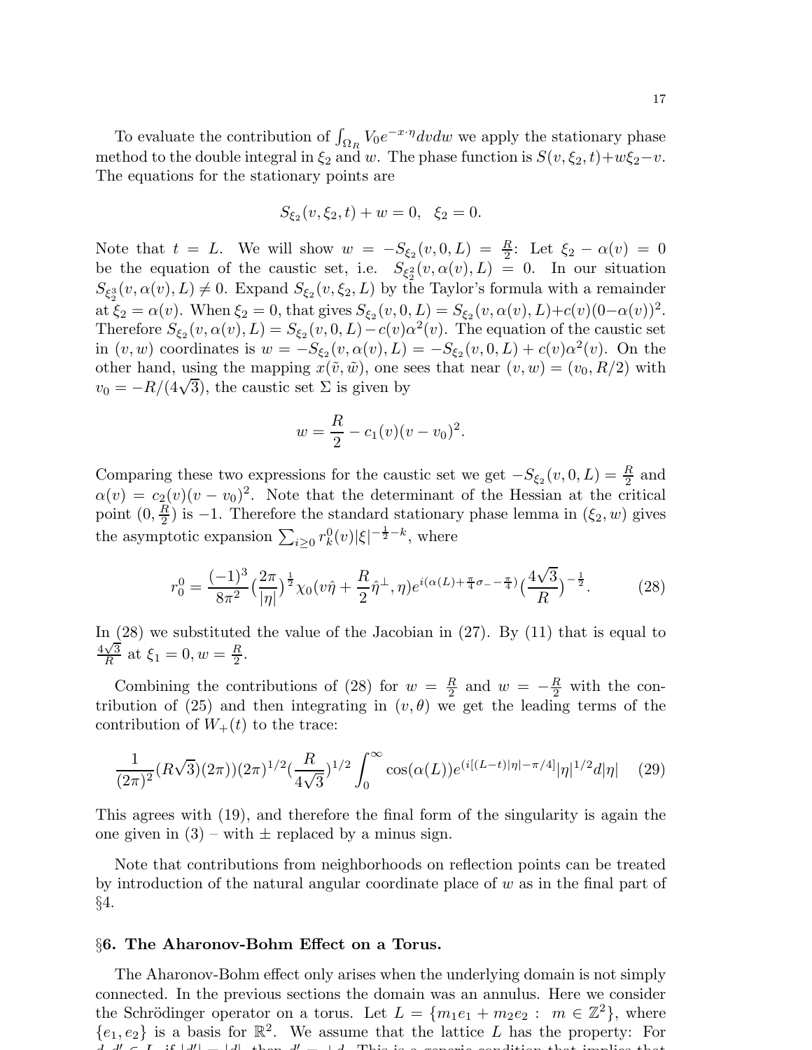To evaluate the contribution of $\int_{\Omega_R} V_0 e^{-x\cdot\eta} dv dw$ we apply the stationary phase method to the double integral in $\xi_2$ and $w$. The phase function is $S(v,\xi_2,t)+w\xi_2-v$. The equations for the stationary points are

$$S_{\xi_2}(v,\xi_2,t)+w=0, \quad \xi_2=0.$$

Note that $t=L$. We will show $w=-S_{\xi_2}(v,0,L)=\frac{R}{2}$: Let $\xi_2-\alpha(v)=0$ be the equation of the caustic set, i.e. $S_{\xi_2^2}(v,\alpha(v),L)=0$. In our situation $S_{\xi_2^3}(v,\alpha(v),L)\neq 0$. Expand $S_{\xi_2}(v,\xi_2,L)$ by the Taylor's formula with a remainder at $\xi_2=\alpha(v)$. When $\xi_2=0$, that gives $S_{\xi_2}(v,0,L)=S_{\xi_2}(v,\alpha(v),L)+c(v)(0-\alpha(v))^2$. Therefore $S_{\xi_2}(v,\alpha(v),L)=S_{\xi_2}(v,0,L)-c(v)\alpha^2(v)$. The equation of the caustic set in $(v,w)$ coordinates is $w=-S_{\xi_2}(v,\alpha(v),L)=-S_{\xi_2}(v,0,L)+c(v)\alpha^2(v)$. On the other hand, using the mapping $x(\tilde{v},\tilde{w})$, one sees that near $(v,w)=(v_0,R/2)$ with $v_0=-R/(4\sqrt{3})$, the caustic set $\Sigma$ is given by

$$w=\frac{R}{2}-c_1(v)(v-v_0)^2.$$

Comparing these two expressions for the caustic set we get $-S_{\xi_2}(v,0,L)=\frac{R}{2}$ and $\alpha(v)=c_2(v)(v-v_0)^2$. Note that the determinant of the Hessian at the critical point $(0,\frac{R}{2})$ is $-1$. Therefore the standard stationary phase lemma in $(\xi_2,w)$ gives the asymptotic expansion $\sum_{i\geq 0} r_k^0(v)|\xi|^{-\frac{1}{2}-k}$, where

$$r_0^0=\frac{(-1)^3}{8\pi^2}\Big(\frac{2\pi}{|\eta|}\Big)^{\frac{1}{2}}\chi_0\big(v\hat{\eta}+\frac{R}{2}\hat{\eta}^{\perp},\eta\big)e^{i(\alpha(L)+\frac{\pi}{4}\sigma_- -\frac{\pi}{4})}\Big(\frac{4\sqrt{3}}{R}\Big)^{-\frac{1}{2}}. \tag{28}$$

In (28) we substituted the value of the Jacobian in (27). By (11) that is equal to $\frac{4\sqrt{3}}{R}$ at $\xi_1=0, w=\frac{R}{2}$.

Combining the contributions of (28) for $w=\frac{R}{2}$ and $w=-\frac{R}{2}$ with the contribution of (25) and then integrating in $(v,\theta)$ we get the leading terms of the contribution of $W_+(t)$ to the trace:

$$\frac{1}{(2\pi)^2}(R\sqrt{3})(2\pi))(2\pi)^{1/2}\Big(\frac{R}{4\sqrt{3}}\Big)^{1/2}\int_0^\infty \cos(\alpha(L))e^{(i[(L-t)|\eta|-\pi/4]}|\eta|^{1/2}d|\eta| \tag{29}$$

This agrees with (19), and therefore the final form of the singularity is again the one given in (3) – with $\pm$ replaced by a minus sign.

Note that contributions from neighborhoods on reflection points can be treated by introduction of the natural angular coordinate place of $w$ as in the final part of §4.

## §6. The Aharonov-Bohm Effect on a Torus.

The Aharonov-Bohm effect only arises when the underlying domain is not simply connected. In the previous sections the domain was an annulus. Here we consider the Schrödinger operator on a torus. Let $L=\{m_1e_1+m_2e_2:\ m\in\mathbb{Z}^2\}$, where $\{e_1,e_2\}$ is a basis for $\mathbb{R}^2$. We assume that the lattice $L$ has the property: For $d,d'\in L$, if $|d'|=|d|$, then $d'=\pm d$. This is a generic condition that implies that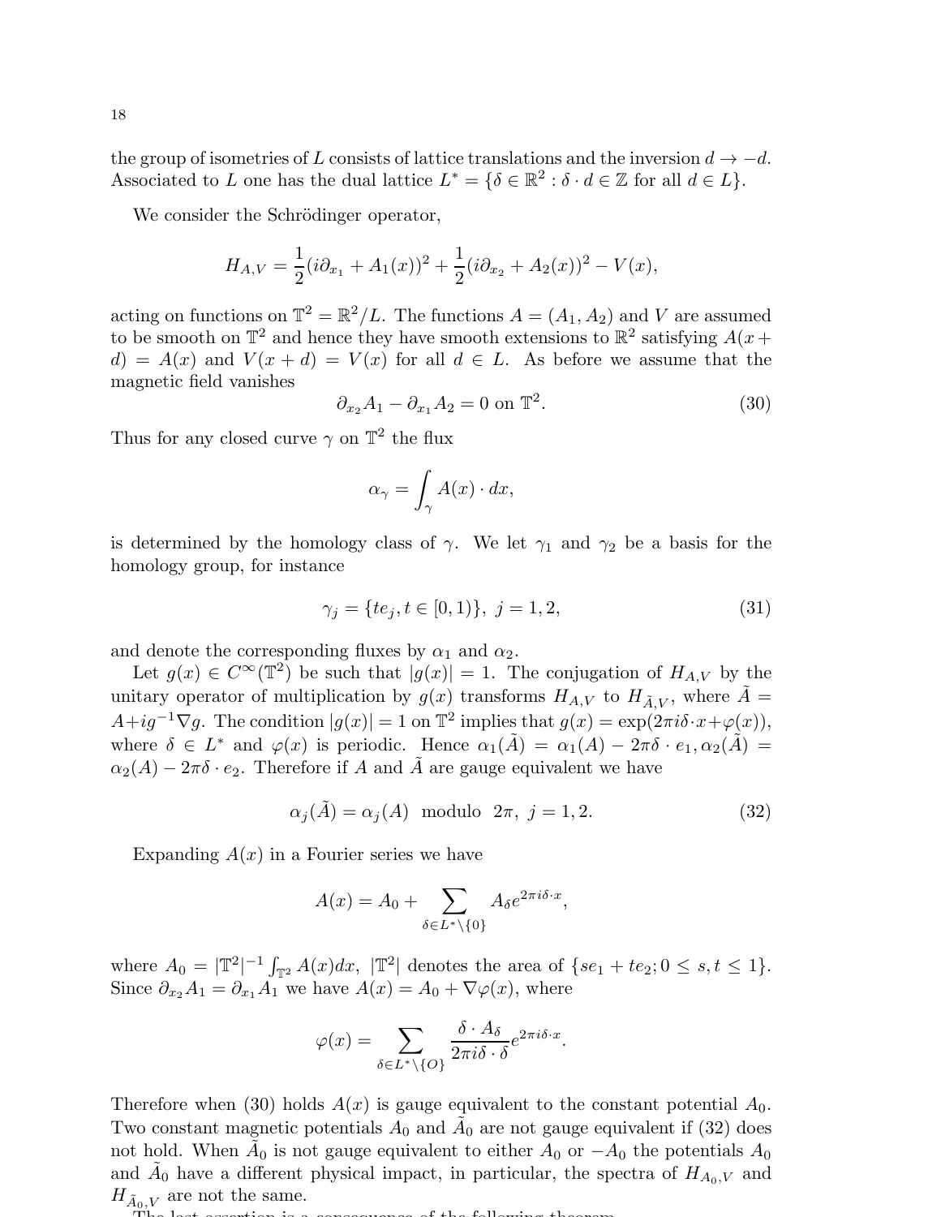the group of isometries of $L$ consists of lattice translations and the inversion $d \to -d$. Associated to $L$ one has the dual lattice $L^* = \{\delta \in \mathbb{R}^2 : \delta \cdot d \in \mathbb{Z} \text{ for all } d \in L\}$.

We consider the Schrödinger operator,

$$H_{A,V} = \frac{1}{2}(i\partial_{x_1} + A_1(x))^2 + \frac{1}{2}(i\partial_{x_2} + A_2(x))^2 - V(x),$$

acting on functions on $\mathbb{T}^2 = \mathbb{R}^2/L$. The functions $A = (A_1, A_2)$ and $V$ are assumed to be smooth on $\mathbb{T}^2$ and hence they have smooth extensions to $\mathbb{R}^2$ satisfying $A(x + d) = A(x)$ and $V(x + d) = V(x)$ for all $d \in L$. As before we assume that the magnetic field vanishes

$$\partial_{x_2} A_1 - \partial_{x_1} A_2 = 0 \text{ on } \mathbb{T}^2. \tag{30}$$

Thus for any closed curve $\gamma$ on $\mathbb{T}^2$ the flux

$$\alpha_\gamma = \int_\gamma A(x) \cdot dx,$$

is determined by the homology class of $\gamma$. We let $\gamma_1$ and $\gamma_2$ be a basis for the homology group, for instance

$$\gamma_j = \{te_j, t \in [0, 1)\},\ j = 1, 2, \tag{31}$$

and denote the corresponding fluxes by $\alpha_1$ and $\alpha_2$.

Let $g(x) \in C^\infty(\mathbb{T}^2)$ be such that $|g(x)| = 1$. The conjugation of $H_{A,V}$ by the unitary operator of multiplication by $g(x)$ transforms $H_{A,V}$ to $H_{\tilde{A},V}$, where $\tilde{A} = A + ig^{-1}\nabla g$. The condition $|g(x)| = 1$ on $\mathbb{T}^2$ implies that $g(x) = \exp(2\pi i \delta \cdot x + \varphi(x))$, where $\delta \in L^*$ and $\varphi(x)$ is periodic. Hence $\alpha_1(\tilde{A}) = \alpha_1(A) - 2\pi\delta \cdot e_1, \alpha_2(\tilde{A}) = \alpha_2(A) - 2\pi\delta \cdot e_2$. Therefore if $A$ and $\tilde{A}$ are gauge equivalent we have

$$\alpha_j(\tilde{A}) = \alpha_j(A) \ \text{ modulo } \ 2\pi,\ j = 1, 2. \tag{32}$$

Expanding $A(x)$ in a Fourier series we have

$$A(x) = A_0 + \sum_{\delta \in L^* \setminus \{0\}} A_\delta e^{2\pi i \delta \cdot x},$$

where $A_0 = |\mathbb{T}^2|^{-1} \int_{\mathbb{T}^2} A(x) dx$, $|\mathbb{T}^2|$ denotes the area of $\{se_1 + te_2; 0 \le s, t \le 1\}$. Since $\partial_{x_2} A_1 = \partial_{x_1} A_1$ we have $A(x) = A_0 + \nabla\varphi(x)$, where

$$\varphi(x) = \sum_{\delta \in L^* \setminus \{O\}} \frac{\delta \cdot A_\delta}{2\pi i \delta \cdot \delta} e^{2\pi i \delta \cdot x}.$$

Therefore when (30) holds $A(x)$ is gauge equivalent to the constant potential $A_0$. Two constant magnetic potentials $A_0$ and $\tilde{A}_0$ are not gauge equivalent if (32) does not hold. When $\tilde{A}_0$ is not gauge equivalent to either $A_0$ or $-A_0$ the potentials $A_0$ and $\tilde{A}_0$ have a different physical impact, in particular, the spectra of $H_{A_0,V}$ and $H_{\tilde{A}_0,V}$ are not the same.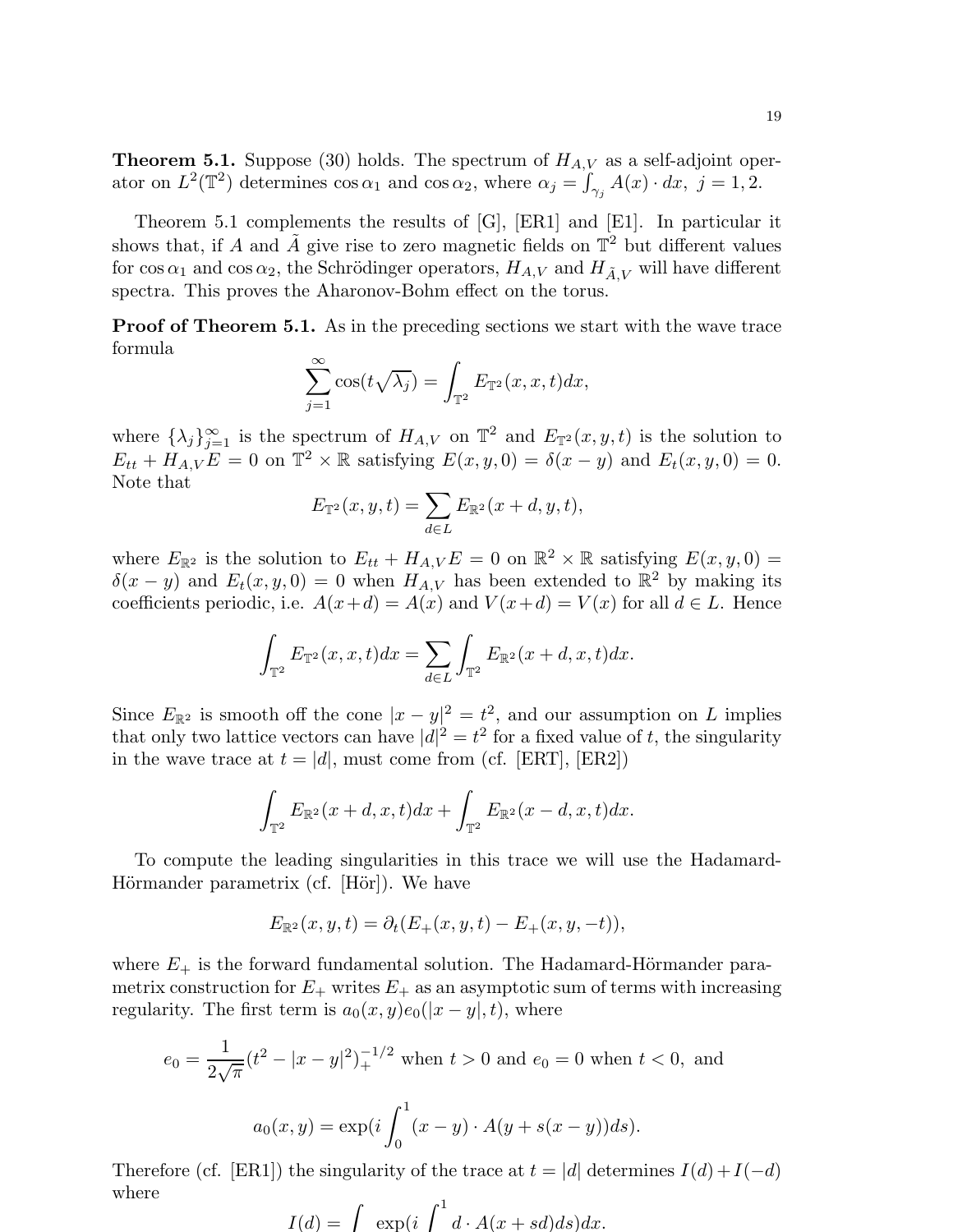**Theorem 5.1.** Suppose (30) holds. The spectrum of $H_{A,V}$ as a self-adjoint operator on $L^2(\mathbb{T}^2)$ determines $\cos\alpha_1$ and $\cos\alpha_2$, where $\alpha_j = \int_{\gamma_j} A(x)\cdot dx,\ j=1,2.$

Theorem 5.1 complements the results of [G], [ER1] and [E1]. In particular it shows that, if $A$ and $\tilde{A}$ give rise to zero magnetic fields on $\mathbb{T}^2$ but different values for $\cos\alpha_1$ and $\cos\alpha_2$, the Schrödinger operators, $H_{A,V}$ and $H_{\tilde{A},V}$ will have different spectra. This proves the Aharonov-Bohm effect on the torus.

**Proof of Theorem 5.1.** As in the preceding sections we start with the wave trace formula

$$\sum_{j=1}^{\infty} \cos(t\sqrt{\lambda_j}) = \int_{\mathbb{T}^2} E_{\mathbb{T}^2}(x,x,t)dx,$$

where $\{\lambda_j\}_{j=1}^{\infty}$ is the spectrum of $H_{A,V}$ on $\mathbb{T}^2$ and $E_{\mathbb{T}^2}(x,y,t)$ is the solution to $E_{tt} + H_{A,V}E = 0$ on $\mathbb{T}^2\times\mathbb{R}$ satisfying $E(x,y,0)=\delta(x-y)$ and $E_t(x,y,0)=0$. Note that

$$E_{\mathbb{T}^2}(x,y,t) = \sum_{d\in L} E_{\mathbb{R}^2}(x+d,y,t),$$

where $E_{\mathbb{R}^2}$ is the solution to $E_{tt}+H_{A,V}E=0$ on $\mathbb{R}^2\times\mathbb{R}$ satisfying $E(x,y,0) = \delta(x-y)$ and $E_t(x,y,0)=0$ when $H_{A,V}$ has been extended to $\mathbb{R}^2$ by making its coefficients periodic, i.e. $A(x+d)=A(x)$ and $V(x+d)=V(x)$ for all $d\in L$. Hence

$$\int_{\mathbb{T}^2} E_{\mathbb{T}^2}(x,x,t)dx = \sum_{d\in L}\int_{\mathbb{T}^2} E_{\mathbb{R}^2}(x+d,x,t)dx.$$

Since $E_{\mathbb{R}^2}$ is smooth off the cone $|x-y|^2=t^2$, and our assumption on $L$ implies that only two lattice vectors can have $|d|^2=t^2$ for a fixed value of $t$, the singularity in the wave trace at $t=|d|$, must come from (cf. [ERT], [ER2])

$$\int_{\mathbb{T}^2} E_{\mathbb{R}^2}(x+d,x,t)dx + \int_{\mathbb{T}^2} E_{\mathbb{R}^2}(x-d,x,t)dx.$$

To compute the leading singularities in this trace we will use the Hadamard-Hörmander parametrix (cf. [Hör]). We have

$$E_{\mathbb{R}^2}(x,y,t) = \partial_t(E_+(x,y,t) - E_+(x,y,-t)),$$

where $E_+$ is the forward fundamental solution. The Hadamard-Hörmander parametrix construction for $E_+$ writes $E_+$ as an asymptotic sum of terms with increasing regularity. The first term is $a_0(x,y)e_0(|x-y|,t)$, where

$$e_0 = \frac{1}{2\sqrt{\pi}}(t^2-|x-y|^2)_+^{-1/2} \text{ when } t>0 \text{ and } e_0 = 0 \text{ when } t<0, \text{ and}$$

$$a_0(x,y) = \exp(i\int_0^1 (x-y)\cdot A(y+s(x-y))ds).$$

Therefore (cf. [ER1]) the singularity of the trace at $t=|d|$ determines $I(d)+I(-d)$ where

$$I(d) = \int \exp(i\int_0^1 d\cdot A(x+sd)ds)dx.$$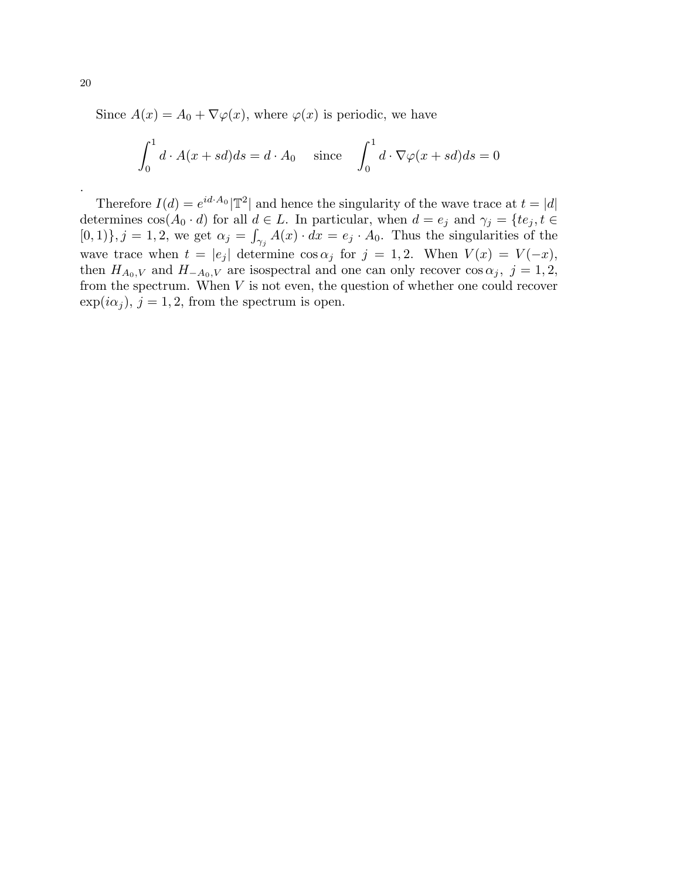Since $A(x) = A_0 + \nabla\varphi(x)$, where $\varphi(x)$ is periodic, we have

$$\int_0^1 d \cdot A(x+sd)ds = d \cdot A_0 \quad \text{since} \quad \int_0^1 d \cdot \nabla\varphi(x+sd)ds = 0$$

.

Therefore $I(d) = e^{id \cdot A_0}|\mathbb{T}^2|$ and hence the singularity of the wave trace at $t = |d|$ determines $\cos(A_0 \cdot d)$ for all $d \in L$. In particular, when $d = e_j$ and $\gamma_j = \{te_j, t \in [0,1)\}, j = 1,2$, we get $\alpha_j = \int_{\gamma_j} A(x) \cdot dx = e_j \cdot A_0$. Thus the singularities of the wave trace when $t = |e_j|$ determine $\cos\alpha_j$ for $j = 1,2$. When $V(x) = V(-x)$, then $H_{A_0,V}$ and $H_{-A_0,V}$ are isospectral and one can only recover $\cos\alpha_j$, $j = 1,2$, from the spectrum. When $V$ is not even, the question of whether one could recover $\exp(i\alpha_j)$, $j = 1,2$, from the spectrum is open.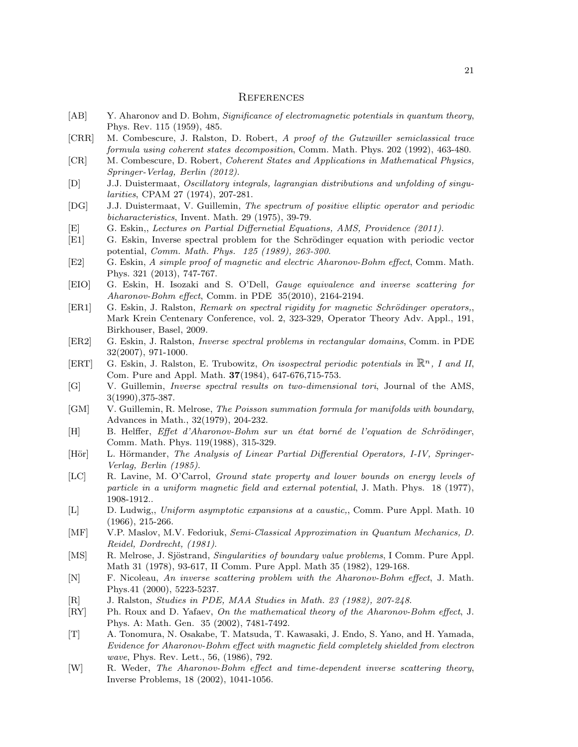# References

[AB] Y. Aharonov and D. Bohm, *Significance of electromagnetic potentials in quantum theory*, Phys. Rev. 115 (1959), 485.

[CRR] M. Combescure, J. Ralston, D. Robert, *A proof of the Gutzwiller semiclassical trace formula using coherent states decomposition*, Comm. Math. Phys. 202 (1992), 463-480.

[CR] M. Combescure, D. Robert, *Coherent States and Applications in Mathematical Physics, Springer-Verlag, Berlin (2012).*

[D] J.J. Duistermaat, *Oscillatory integrals, lagrangian distributions and unfolding of singularities*, CPAM 27 (1974), 207-281.

[DG] J.J. Duistermaat, V. Guillemin, *The spectrum of positive elliptic operator and periodic bicharacteristics*, Invent. Math. 29 (1975), 39-79.

[E] G. Eskin,, *Lectures on Partial Differnetial Equations, AMS, Providence (2011).*

[E1] G. Eskin, Inverse spectral problem for the Schrödinger equation with periodic vector potential, *Comm. Math. Phys. 125 (1989), 263-300*.

[E2] G. Eskin, *A simple proof of magnetic and electric Aharonov-Bohm effect*, Comm. Math. Phys. 321 (2013), 747-767.

[EIO] G. Eskin, H. Isozaki and S. O'Dell, *Gauge equivalence and inverse scattering for Aharonov-Bohm effect*, Comm. in PDE 35(2010), 2164-2194.

[ER1] G. Eskin, J. Ralston, *Remark on spectral rigidity for magnetic Schrödinger operators,*, Mark Krein Centenary Conference, vol. 2, 323-329, Operator Theory Adv. Appl., 191, Birkhouser, Basel, 2009.

[ER2] G. Eskin, J. Ralston, *Inverse spectral problems in rectangular domains*, Comm. in PDE 32(2007), 971-1000.

[ERT] G. Eskin, J. Ralston, E. Trubowitz, *On isospectral periodic potentials in $\mathbb{R}^n$, I and II*, Com. Pure and Appl. Math. **37**(1984), 647-676,715-753.

[G] V. Guillemin, *Inverse spectral results on two-dimensional tori*, Journal of the AMS, 3(1990),375-387.

[GM] V. Guillemin, R. Melrose, *The Poisson summation formula for manifolds with boundary*, Advances in Math., 32(1979), 204-232.

[H] B. Helffer, *Effet d'Aharonov-Bohm sur un état borné de l'equation de Schrödinger*, Comm. Math. Phys. 119(1988), 315-329.

[Hör] L. Hörmander, *The Analysis of Linear Partial Differential Operators, I-IV, Springer-Verlag, Berlin (1985).*

[LC] R. Lavine, M. O'Carrol, *Ground state property and lower bounds on energy levels of particle in a uniform magnetic field and external potential*, J. Math. Phys. 18 (1977), 1908-1912..

[L] D. Ludwig,, *Uniform asymptotic expansions at a caustic,*, Comm. Pure Appl. Math. 10 (1966), 215-266.

[MF] V.P. Maslov, M.V. Fedoriuk, *Semi-Classical Approximation in Quantum Mechanics, D. Reidel, Dordrecht, (1981).*

[MS] R. Melrose, J. Sjöstrand, *Singularities of boundary value problems*, I Comm. Pure Appl. Math 31 (1978), 93-617, II Comm. Pure Appl. Math 35 (1982), 129-168.

[N] F. Nicoleau, *An inverse scattering problem with the Aharonov-Bohm effect*, J. Math. Phys.41 (2000), 5223-5237.

[R] J. Ralston, *Studies in PDE, MAA Studies in Math. 23 (1982), 207-248.*

[RY] Ph. Roux and D. Yafaev, *On the mathematical theory of the Aharonov-Bohm effect*, J. Phys. A: Math. Gen. 35 (2002), 7481-7492.

[T] A. Tonomura, N. Osakabe, T. Matsuda, T. Kawasaki, J. Endo, S. Yano, and H. Yamada, *Evidence for Aharonov-Bohm effect with magnetic field completely shielded from electron wave*, Phys. Rev. Lett., 56, (1986), 792.

[W] R. Weder, *The Aharonov-Bohm effect and time-dependent inverse scattering theory*, Inverse Problems, 18 (2002), 1041-1056.